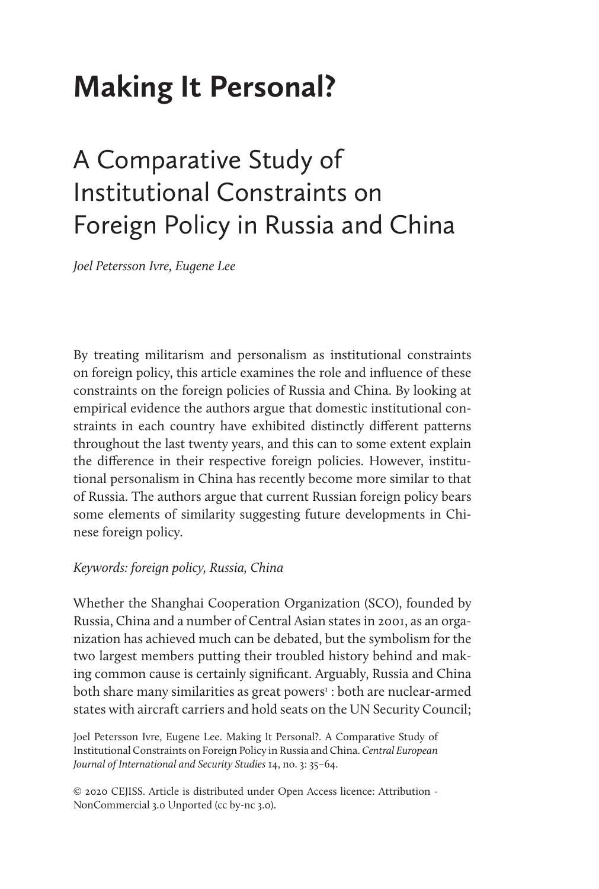# Making It Personal?

## A Comparative Study of Institutional Constraints on Foreign Policy in Russia and China

*Joel Petersson Ivre, Eugene Lee*

By treating militarism and personalism as institutional constraints on foreign policy, this article examines the role and influence of these constraints on the foreign policies of Russia and China. By looking at empirical evidence the authors argue that domestic institutional constraints in each country have exhibited distinctly different patterns throughout the last twenty years, and this can to some extent explain the difference in their respective foreign policies. However, institutional personalism in China has recently become more similar to that of Russia. The authors argue that current Russian foreign policy bears some elements of similarity suggesting future developments in Chinese foreign policy.

*Keywords: foreign policy, Russia, China*

Whether the Shanghai Cooperation Organization (SCO), founded by Russia, China and a number of Central Asian states in 2001, as an organization has achieved much can be debated, but the symbolism for the two largest members putting their troubled history behind and making common cause is certainly significant. Arguably, Russia and China both share many similarities as great powers[1] : both are nuclear-armed states with aircraft carriers and hold seats on the UN Security Council;

Joel Petersson Ivre, Eugene Lee. Making It Personal?. A Comparative Study of Institutional Constraints on Foreign Policy in Russia and China. *Central European Journal of International and Security Studies* 14, no. 3: 35–64.

© 2020 CEJISS. Article is distributed under Open Access licence: Attribution - NonCommercial 3.0 Unported (cc by-nc 3.0).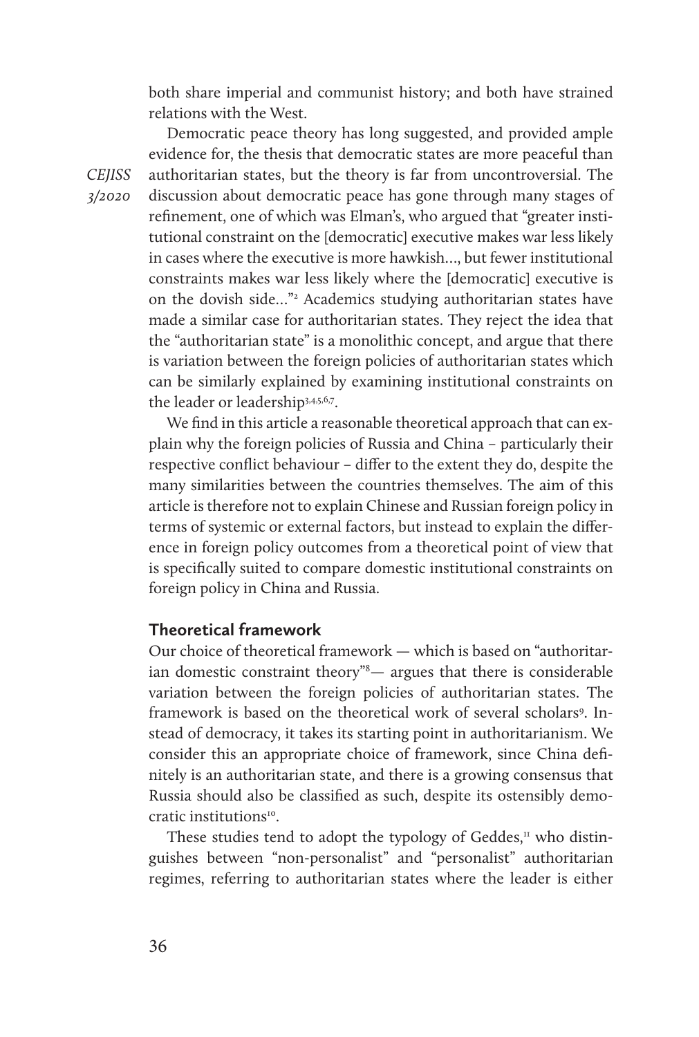both share imperial and communist history; and both have strained relations with the West.

Democratic peace theory has long suggested, and provided ample evidence for, the thesis that democratic states are more peaceful than authoritarian states, but the theory is far from uncontroversial. The discussion about democratic peace has gone through many stages of refinement, one of which was Elman's, who argued that "greater institutional constraint on the [democratic] executive makes war less likely in cases where the executive is more hawkish…, but fewer institutional constraints makes war less likely where the [democratic] executive is on the dovish side…"[2] Academics studying authoritarian states have made a similar case for authoritarian states. They reject the idea that the "authoritarian state" is a monolithic concept, and argue that there is variation between the foreign policies of authoritarian states which can be similarly explained by examining institutional constraints on the leader or leadership[3,4,5,6,7].

We find in this article a reasonable theoretical approach that can explain why the foreign policies of Russia and China – particularly their respective conflict behaviour – differ to the extent they do, despite the many similarities between the countries themselves. The aim of this article is therefore not to explain Chinese and Russian foreign policy in terms of systemic or external factors, but instead to explain the difference in foreign policy outcomes from a theoretical point of view that is specifically suited to compare domestic institutional constraints on foreign policy in China and Russia.

## Theoretical framework

Our choice of theoretical framework — which is based on "authoritarian domestic constraint theory"[8]— argues that there is considerable variation between the foreign policies of authoritarian states. The framework is based on the theoretical work of several scholars[9]. Instead of democracy, it takes its starting point in authoritarianism. We consider this an appropriate choice of framework, since China definitely is an authoritarian state, and there is a growing consensus that Russia should also be classified as such, despite its ostensibly democratic institutions[10].

These studies tend to adopt the typology of Geddes,[11] who distinguishes between "non-personalist" and "personalist" authoritarian regimes, referring to authoritarian states where the leader is either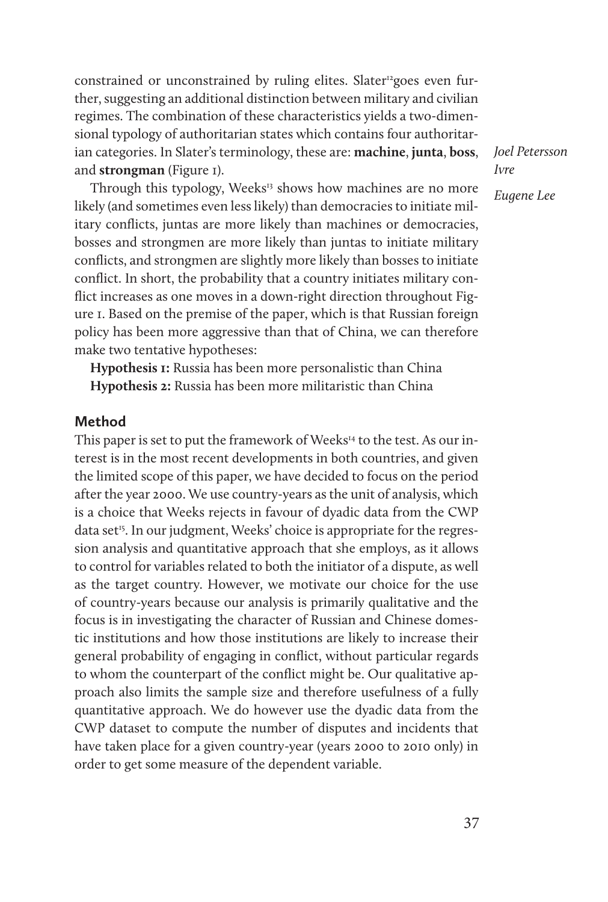constrained or unconstrained by ruling elites. Slater[12] goes even further, suggesting an additional distinction between military and civilian regimes. The combination of these characteristics yields a two-dimensional typology of authoritarian states which contains four authoritarian categories. In Slater's terminology, these are: **machine**, **junta**, **boss**, and **strongman** (Figure 1).

Through this typology, Weeks[13] shows how machines are no more likely (and sometimes even less likely) than democracies to initiate military conflicts, juntas are more likely than machines or democracies, bosses and strongmen are more likely than juntas to initiate military conflicts, and strongmen are slightly more likely than bosses to initiate conflict. In short, the probability that a country initiates military conflict increases as one moves in a down-right direction throughout Figure 1. Based on the premise of the paper, which is that Russian foreign policy has been more aggressive than that of China, we can therefore make two tentative hypotheses:

**Hypothesis 1:** Russia has been more personalistic than China
**Hypothesis 2:** Russia has been more militaristic than China

## Method

This paper is set to put the framework of Weeks[14] to the test. As our interest is in the most recent developments in both countries, and given the limited scope of this paper, we have decided to focus on the period after the year 2000. We use country-years as the unit of analysis, which is a choice that Weeks rejects in favour of dyadic data from the CWP data set[15]. In our judgment, Weeks' choice is appropriate for the regression analysis and quantitative approach that she employs, as it allows to control for variables related to both the initiator of a dispute, as well as the target country. However, we motivate our choice for the use of country-years because our analysis is primarily qualitative and the focus is in investigating the character of Russian and Chinese domestic institutions and how those institutions are likely to increase their general probability of engaging in conflict, without particular regards to whom the counterpart of the conflict might be. Our qualitative approach also limits the sample size and therefore usefulness of a fully quantitative approach. We do however use the dyadic data from the CWP dataset to compute the number of disputes and incidents that have taken place for a given country-year (years 2000 to 2010 only) in order to get some measure of the dependent variable.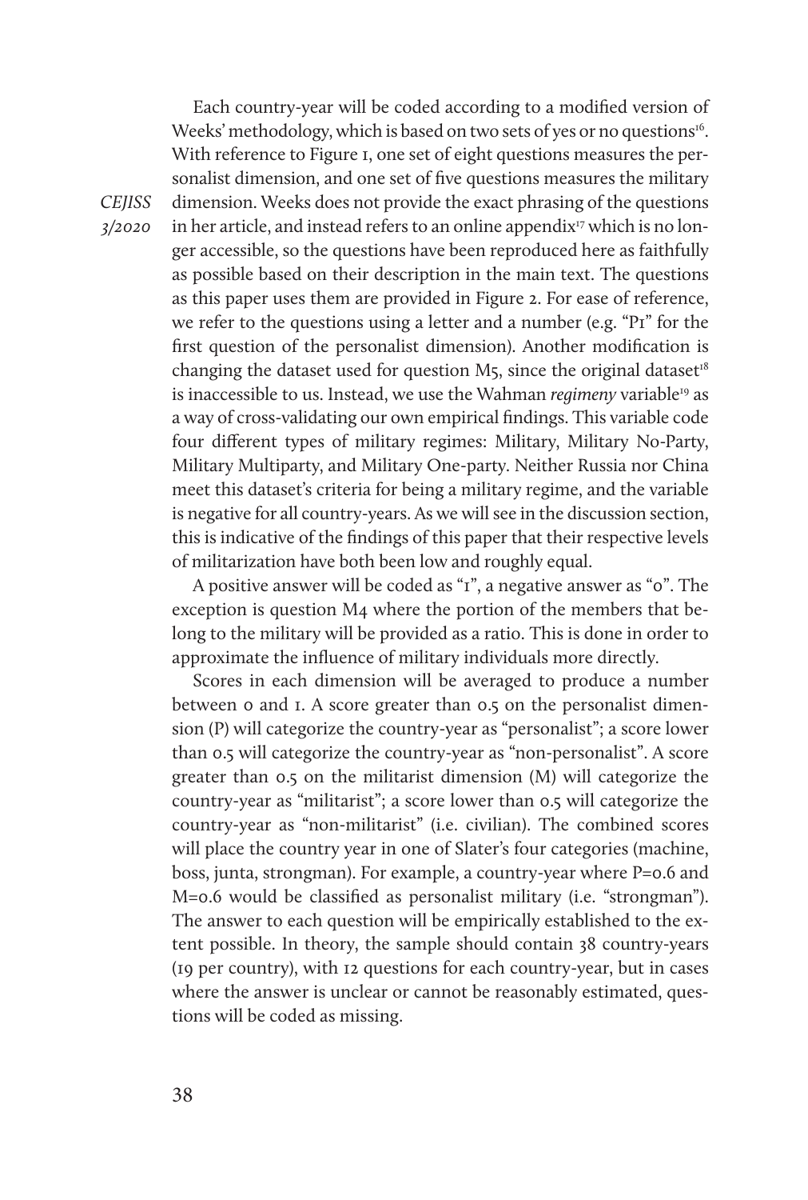Each country-year will be coded according to a modified version of Weeks' methodology, which is based on two sets of yes or no questions[16]. With reference to Figure 1, one set of eight questions measures the personalist dimension, and one set of five questions measures the military dimension. Weeks does not provide the exact phrasing of the questions in her article, and instead refers to an online appendix[17] which is no longer accessible, so the questions have been reproduced here as faithfully as possible based on their description in the main text. The questions as this paper uses them are provided in Figure 2. For ease of reference, we refer to the questions using a letter and a number (e.g. "P1" for the first question of the personalist dimension). Another modification is changing the dataset used for question M5, since the original dataset[18] is inaccessible to us. Instead, we use the Wahman *regimeny* variable[19] as a way of cross-validating our own empirical findings. This variable code four different types of military regimes: Military, Military No-Party, Military Multiparty, and Military One-party. Neither Russia nor China meet this dataset's criteria for being a military regime, and the variable is negative for all country-years. As we will see in the discussion section, this is indicative of the findings of this paper that their respective levels of militarization have both been low and roughly equal.

A positive answer will be coded as "1", a negative answer as "0". The exception is question M4 where the portion of the members that belong to the military will be provided as a ratio. This is done in order to approximate the influence of military individuals more directly.

Scores in each dimension will be averaged to produce a number between 0 and 1. A score greater than 0.5 on the personalist dimension (P) will categorize the country-year as "personalist"; a score lower than 0.5 will categorize the country-year as "non-personalist". A score greater than 0.5 on the militarist dimension (M) will categorize the country-year as "militarist"; a score lower than 0.5 will categorize the country-year as "non-militarist" (i.e. civilian). The combined scores will place the country year in one of Slater's four categories (machine, boss, junta, strongman). For example, a country-year where P=0.6 and M=0.6 would be classified as personalist military (i.e. "strongman"). The answer to each question will be empirically established to the extent possible. In theory, the sample should contain 38 country-years (19 per country), with 12 questions for each country-year, but in cases where the answer is unclear or cannot be reasonably estimated, questions will be coded as missing.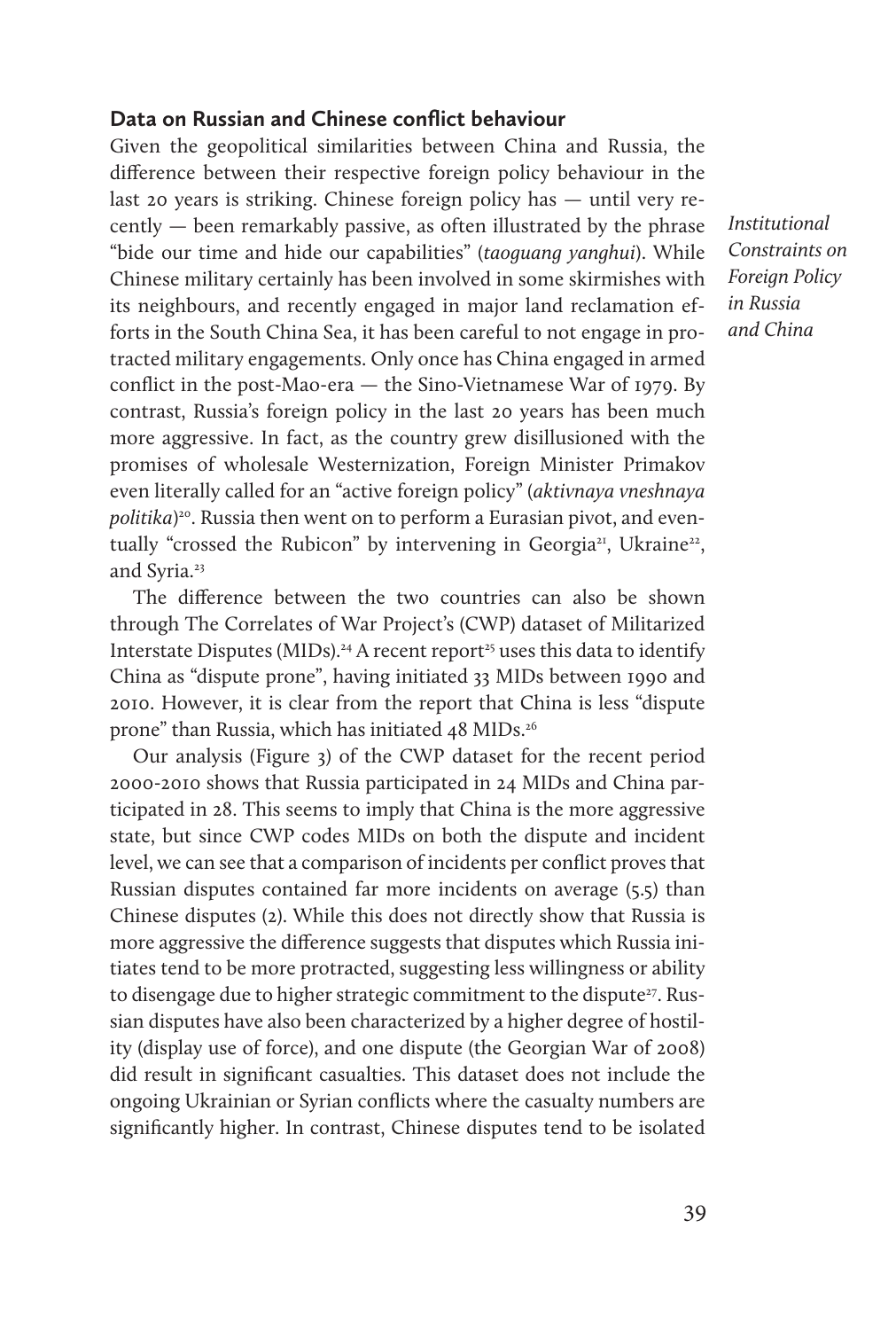### Data on Russian and Chinese conflict behaviour

Given the geopolitical similarities between China and Russia, the difference between their respective foreign policy behaviour in the last 20 years is striking. Chinese foreign policy has — until very recently — been remarkably passive, as often illustrated by the phrase "bide our time and hide our capabilities" (*taoguang yanghui*). While Chinese military certainly has been involved in some skirmishes with its neighbours, and recently engaged in major land reclamation efforts in the South China Sea, it has been careful to not engage in protracted military engagements. Only once has China engaged in armed conflict in the post-Mao-era — the Sino-Vietnamese War of 1979. By contrast, Russia's foreign policy in the last 20 years has been much more aggressive. In fact, as the country grew disillusioned with the promises of wholesale Westernization, Foreign Minister Primakov even literally called for an "active foreign policy" (*aktivnaya vneshnaya politika*)[20]. Russia then went on to perform a Eurasian pivot, and eventually "crossed the Rubicon" by intervening in Georgia[21], Ukraine[22], and Syria.[23]

The difference between the two countries can also be shown through The Correlates of War Project's (CWP) dataset of Militarized Interstate Disputes (MIDs).[24] A recent report[25] uses this data to identify China as "dispute prone", having initiated 33 MIDs between 1990 and 2010. However, it is clear from the report that China is less "dispute prone" than Russia, which has initiated 48 MIDs.[26]

Our analysis (Figure 3) of the CWP dataset for the recent period 2000-2010 shows that Russia participated in 24 MIDs and China participated in 28. This seems to imply that China is the more aggressive state, but since CWP codes MIDs on both the dispute and incident level, we can see that a comparison of incidents per conflict proves that Russian disputes contained far more incidents on average (5.5) than Chinese disputes (2). While this does not directly show that Russia is more aggressive the difference suggests that disputes which Russia initiates tend to be more protracted, suggesting less willingness or ability to disengage due to higher strategic commitment to the dispute[27]. Russian disputes have also been characterized by a higher degree of hostility (display use of force), and one dispute (the Georgian War of 2008) did result in significant casualties. This dataset does not include the ongoing Ukrainian or Syrian conflicts where the casualty numbers are significantly higher. In contrast, Chinese disputes tend to be isolated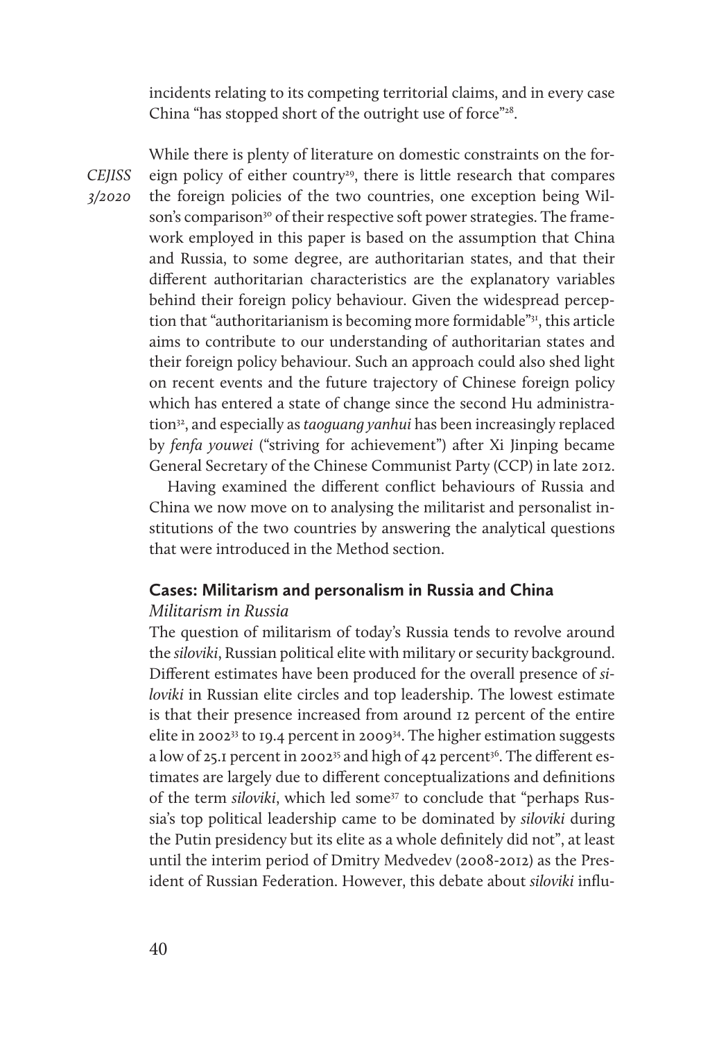incidents relating to its competing territorial claims, and in every case China "has stopped short of the outright use of force"[28].

While there is plenty of literature on domestic constraints on the foreign policy of either country[29], there is little research that compares the foreign policies of the two countries, one exception being Wilson's comparison[30] of their respective soft power strategies. The framework employed in this paper is based on the assumption that China and Russia, to some degree, are authoritarian states, and that their different authoritarian characteristics are the explanatory variables behind their foreign policy behaviour. Given the widespread perception that "authoritarianism is becoming more formidable"[31], this article aims to contribute to our understanding of authoritarian states and their foreign policy behaviour. Such an approach could also shed light on recent events and the future trajectory of Chinese foreign policy which has entered a state of change since the second Hu administration[32], and especially as *taoguang yanhui* has been increasingly replaced by *fenfa youwei* ("striving for achievement") after Xi Jinping became General Secretary of the Chinese Communist Party (CCP) in late 2012.

Having examined the different conflict behaviours of Russia and China we now move on to analysing the militarist and personalist institutions of the two countries by answering the analytical questions that were introduced in the Method section.

## Cases: Militarism and personalism in Russia and China

### *Militarism in Russia*

The question of militarism of today's Russia tends to revolve around the *siloviki*, Russian political elite with military or security background. Different estimates have been produced for the overall presence of *siloviki* in Russian elite circles and top leadership. The lowest estimate is that their presence increased from around 12 percent of the entire elite in 2002[33] to 19.4 percent in 2009[34]. The higher estimation suggests a low of 25.1 percent in 2002[35] and high of 42 percent[36]. The different estimates are largely due to different conceptualizations and definitions of the term *siloviki*, which led some[37] to conclude that "perhaps Russia's top political leadership came to be dominated by *siloviki* during the Putin presidency but its elite as a whole definitely did not", at least until the interim period of Dmitry Medvedev (2008-2012) as the President of Russian Federation. However, this debate about *siloviki* influ-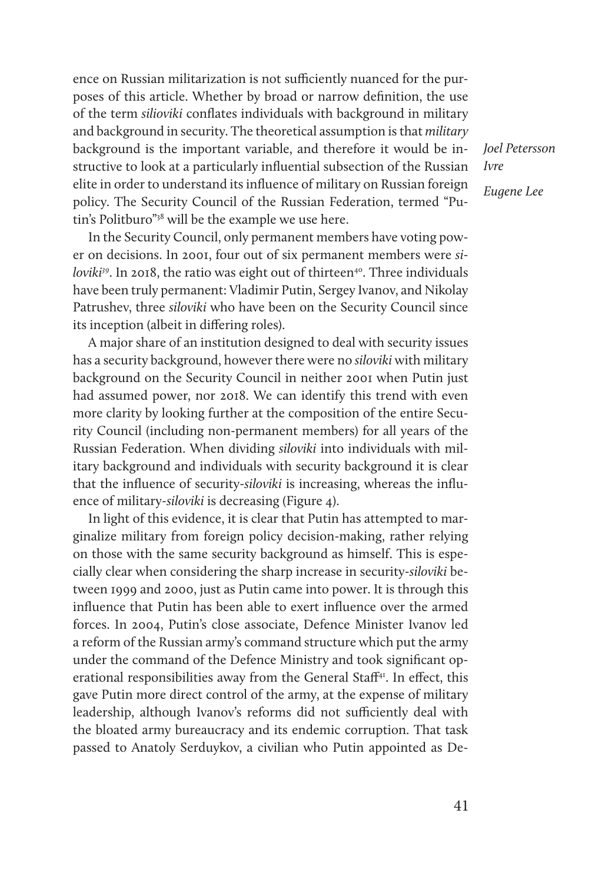ence on Russian militarization is not sufficiently nuanced for the purposes of this article. Whether by broad or narrow definition, the use of the term *silioviki* conflates individuals with background in military and background in security. The theoretical assumption is that *military* background is the important variable, and therefore it would be instructive to look at a particularly influential subsection of the Russian elite in order to understand its influence of military on Russian foreign policy. The Security Council of the Russian Federation, termed "Putin's Politburo"[38] will be the example we use here.

In the Security Council, only permanent members have voting power on decisions. In 2001, four out of six permanent members were *siloviki*[39]. In 2018, the ratio was eight out of thirteen[40]. Three individuals have been truly permanent: Vladimir Putin, Sergey Ivanov, and Nikolay Patrushev, three *siloviki* who have been on the Security Council since its inception (albeit in differing roles).

A major share of an institution designed to deal with security issues has a security background, however there were no *siloviki* with military background on the Security Council in neither 2001 when Putin just had assumed power, nor 2018. We can identify this trend with even more clarity by looking further at the composition of the entire Security Council (including non-permanent members) for all years of the Russian Federation. When dividing *siloviki* into individuals with military background and individuals with security background it is clear that the influence of security-*siloviki* is increasing, whereas the influence of military-*siloviki* is decreasing (Figure 4).

In light of this evidence, it is clear that Putin has attempted to marginalize military from foreign policy decision-making, rather relying on those with the same security background as himself. This is especially clear when considering the sharp increase in security-*siloviki* between 1999 and 2000, just as Putin came into power. It is through this influence that Putin has been able to exert influence over the armed forces. In 2004, Putin's close associate, Defence Minister Ivanov led a reform of the Russian army's command structure which put the army under the command of the Defence Ministry and took significant operational responsibilities away from the General Staff[41]. In effect, this gave Putin more direct control of the army, at the expense of military leadership, although Ivanov's reforms did not sufficiently deal with the bloated army bureaucracy and its endemic corruption. That task passed to Anatoly Serduykov, a civilian who Putin appointed as De-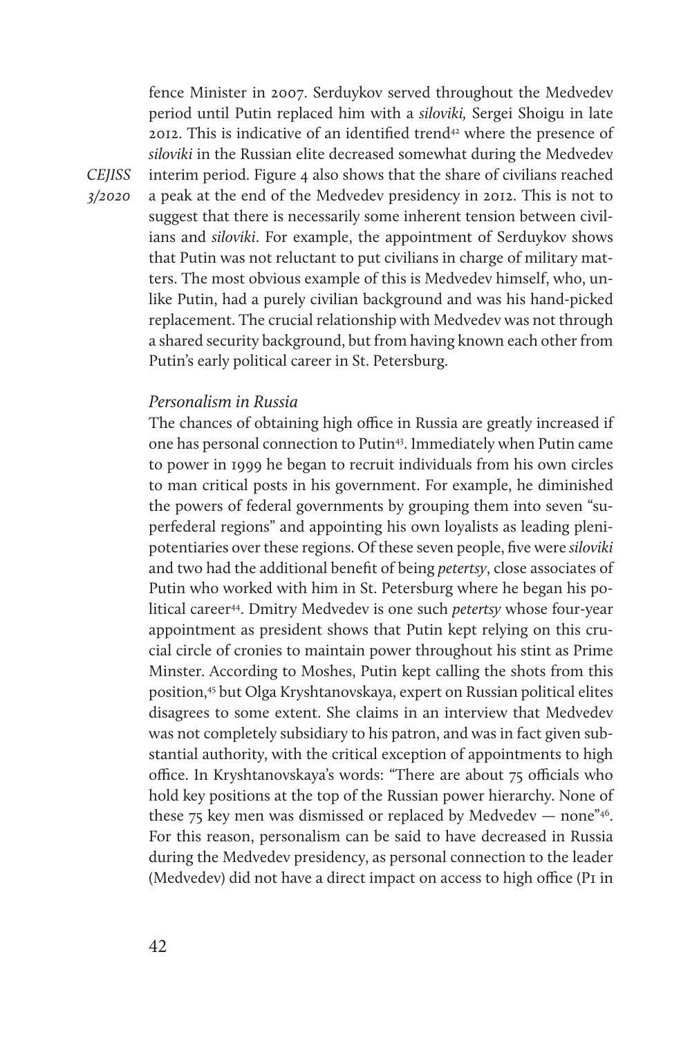fence Minister in 2007. Serduykov served throughout the Medvedev period until Putin replaced him with a *siloviki,* Sergei Shoigu in late 2012. This is indicative of an identified trend[42] where the presence of *siloviki* in the Russian elite decreased somewhat during the Medvedev interim period. Figure 4 also shows that the share of civilians reached a peak at the end of the Medvedev presidency in 2012. This is not to suggest that there is necessarily some inherent tension between civilians and *siloviki*. For example, the appointment of Serduykov shows that Putin was not reluctant to put civilians in charge of military matters. The most obvious example of this is Medvedev himself, who, unlike Putin, had a purely civilian background and was his hand-picked replacement. The crucial relationship with Medvedev was not through a shared security background, but from having known each other from Putin's early political career in St. Petersburg.

### *Personalism in Russia*

The chances of obtaining high office in Russia are greatly increased if one has personal connection to Putin[43]. Immediately when Putin came to power in 1999 he began to recruit individuals from his own circles to man critical posts in his government. For example, he diminished the powers of federal governments by grouping them into seven "superfederal regions" and appointing his own loyalists as leading plenipotentiaries over these regions. Of these seven people, five were *siloviki* and two had the additional benefit of being *petertsy*, close associates of Putin who worked with him in St. Petersburg where he began his political career[44]. Dmitry Medvedev is one such *petertsy* whose four-year appointment as president shows that Putin kept relying on this crucial circle of cronies to maintain power throughout his stint as Prime Minster. According to Moshes, Putin kept calling the shots from this position,[45] but Olga Kryshtanovskaya, expert on Russian political elites disagrees to some extent. She claims in an interview that Medvedev was not completely subsidiary to his patron, and was in fact given substantial authority, with the critical exception of appointments to high office. In Kryshtanovskaya's words: "There are about 75 officials who hold key positions at the top of the Russian power hierarchy. None of these 75 key men was dismissed or replaced by Medvedev — none"[46]. For this reason, personalism can be said to have decreased in Russia during the Medvedev presidency, as personal connection to the leader (Medvedev) did not have a direct impact on access to high office (P1 in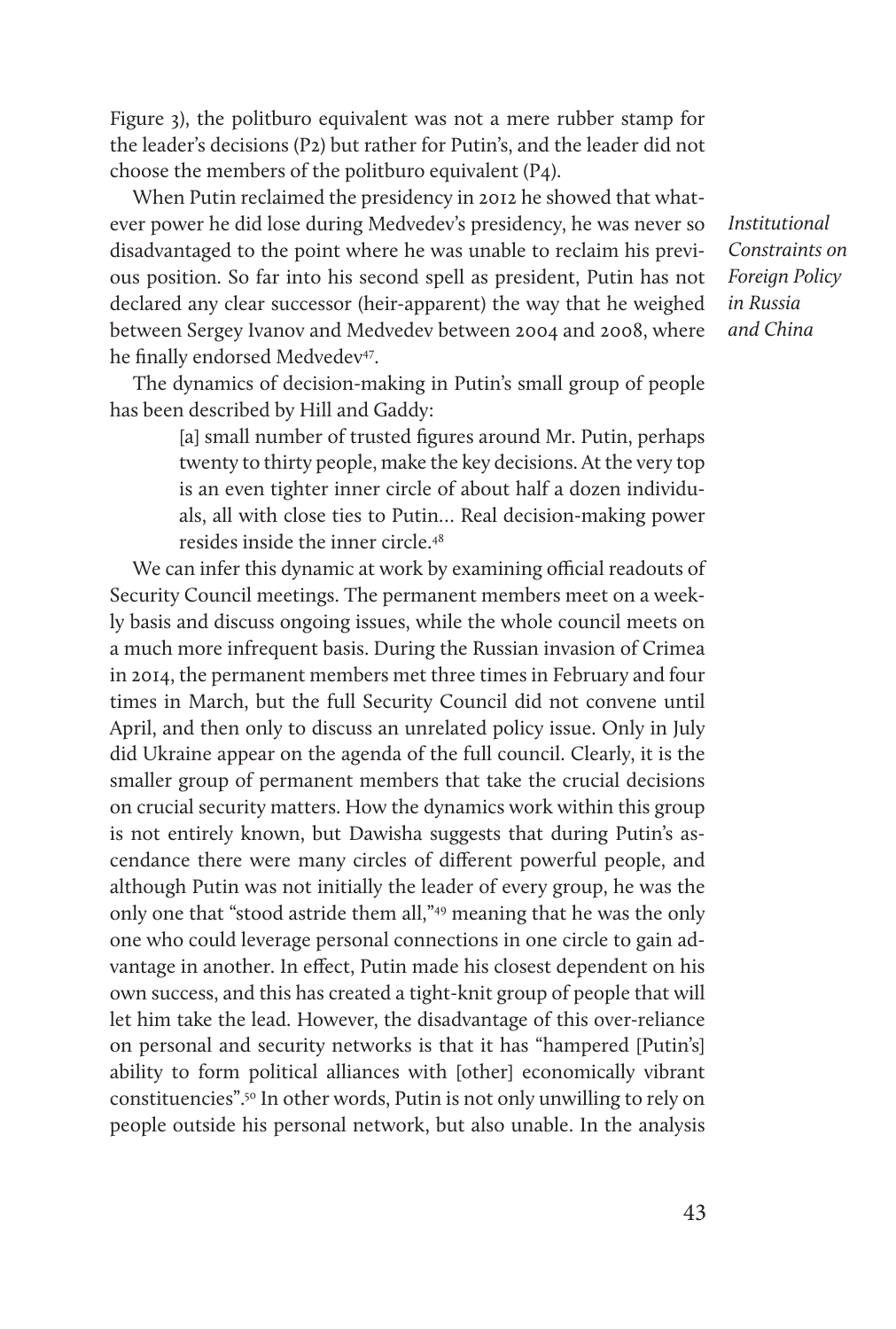Figure 3), the politburo equivalent was not a mere rubber stamp for the leader's decisions (P2) but rather for Putin's, and the leader did not choose the members of the politburo equivalent (P4).

When Putin reclaimed the presidency in 2012 he showed that whatever power he did lose during Medvedev's presidency, he was never so disadvantaged to the point where he was unable to reclaim his previous position. So far into his second spell as president, Putin has not declared any clear successor (heir-apparent) the way that he weighed between Sergey Ivanov and Medvedev between 2004 and 2008, where he finally endorsed Medvedev[47].

The dynamics of decision-making in Putin's small group of people has been described by Hill and Gaddy:

> [a] small number of trusted figures around Mr. Putin, perhaps twenty to thirty people, make the key decisions. At the very top is an even tighter inner circle of about half a dozen individuals, all with close ties to Putin... Real decision-making power resides inside the inner circle.[48]

We can infer this dynamic at work by examining official readouts of Security Council meetings. The permanent members meet on a weekly basis and discuss ongoing issues, while the whole council meets on a much more infrequent basis. During the Russian invasion of Crimea in 2014, the permanent members met three times in February and four times in March, but the full Security Council did not convene until April, and then only to discuss an unrelated policy issue. Only in July did Ukraine appear on the agenda of the full council. Clearly, it is the smaller group of permanent members that take the crucial decisions on crucial security matters. How the dynamics work within this group is not entirely known, but Dawisha suggests that during Putin's ascendance there were many circles of different powerful people, and although Putin was not initially the leader of every group, he was the only one that "stood astride them all,"[49] meaning that he was the only one who could leverage personal connections in one circle to gain advantage in another. In effect, Putin made his closest dependent on his own success, and this has created a tight-knit group of people that will let him take the lead. However, the disadvantage of this over-reliance on personal and security networks is that it has "hampered [Putin's] ability to form political alliances with [other] economically vibrant constituencies".[50] In other words, Putin is not only unwilling to rely on people outside his personal network, but also unable. In the analysis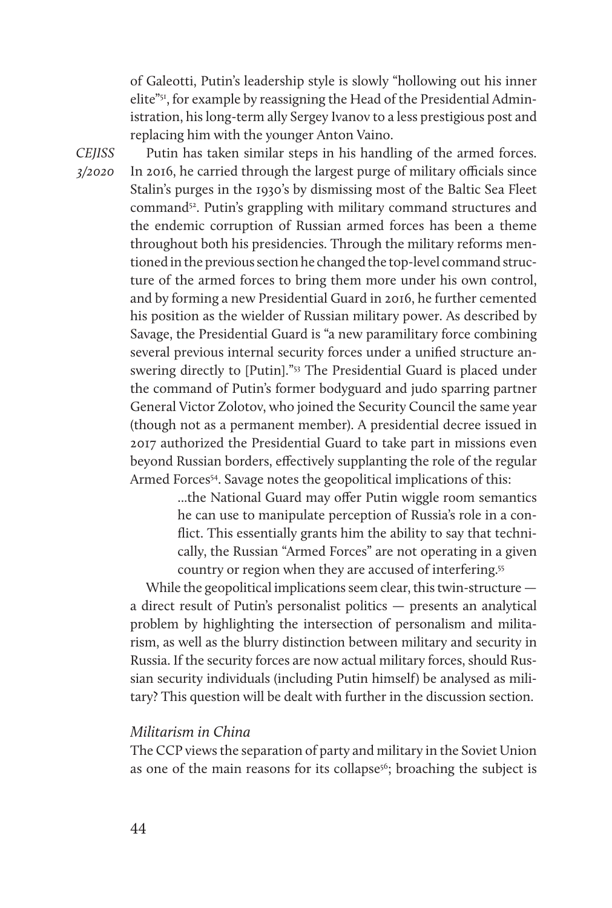of Galeotti, Putin's leadership style is slowly "hollowing out his inner elite"[51], for example by reassigning the Head of the Presidential Administration, his long-term ally Sergey Ivanov to a less prestigious post and replacing him with the younger Anton Vaino.

Putin has taken similar steps in his handling of the armed forces. In 2016, he carried through the largest purge of military officials since Stalin's purges in the 1930's by dismissing most of the Baltic Sea Fleet command[52]. Putin's grappling with military command structures and the endemic corruption of Russian armed forces has been a theme throughout both his presidencies. Through the military reforms mentioned in the previous section he changed the top-level command structure of the armed forces to bring them more under his own control, and by forming a new Presidential Guard in 2016, he further cemented his position as the wielder of Russian military power. As described by Savage, the Presidential Guard is "a new paramilitary force combining several previous internal security forces under a unified structure answering directly to [Putin]."[53] The Presidential Guard is placed under the command of Putin's former bodyguard and judo sparring partner General Victor Zolotov, who joined the Security Council the same year (though not as a permanent member). A presidential decree issued in 2017 authorized the Presidential Guard to take part in missions even beyond Russian borders, effectively supplanting the role of the regular Armed Forces[54]. Savage notes the geopolitical implications of this:

> ...the National Guard may offer Putin wiggle room semantics he can use to manipulate perception of Russia's role in a conflict. This essentially grants him the ability to say that technically, the Russian "Armed Forces" are not operating in a given country or region when they are accused of interfering.[55]

While the geopolitical implications seem clear, this twin-structure — a direct result of Putin's personalist politics — presents an analytical problem by highlighting the intersection of personalism and militarism, as well as the blurry distinction between military and security in Russia. If the security forces are now actual military forces, should Russian security individuals (including Putin himself) be analysed as military? This question will be dealt with further in the discussion section.

### *Militarism in China*

The CCP views the separation of party and military in the Soviet Union as one of the main reasons for its collapse[56]; broaching the subject is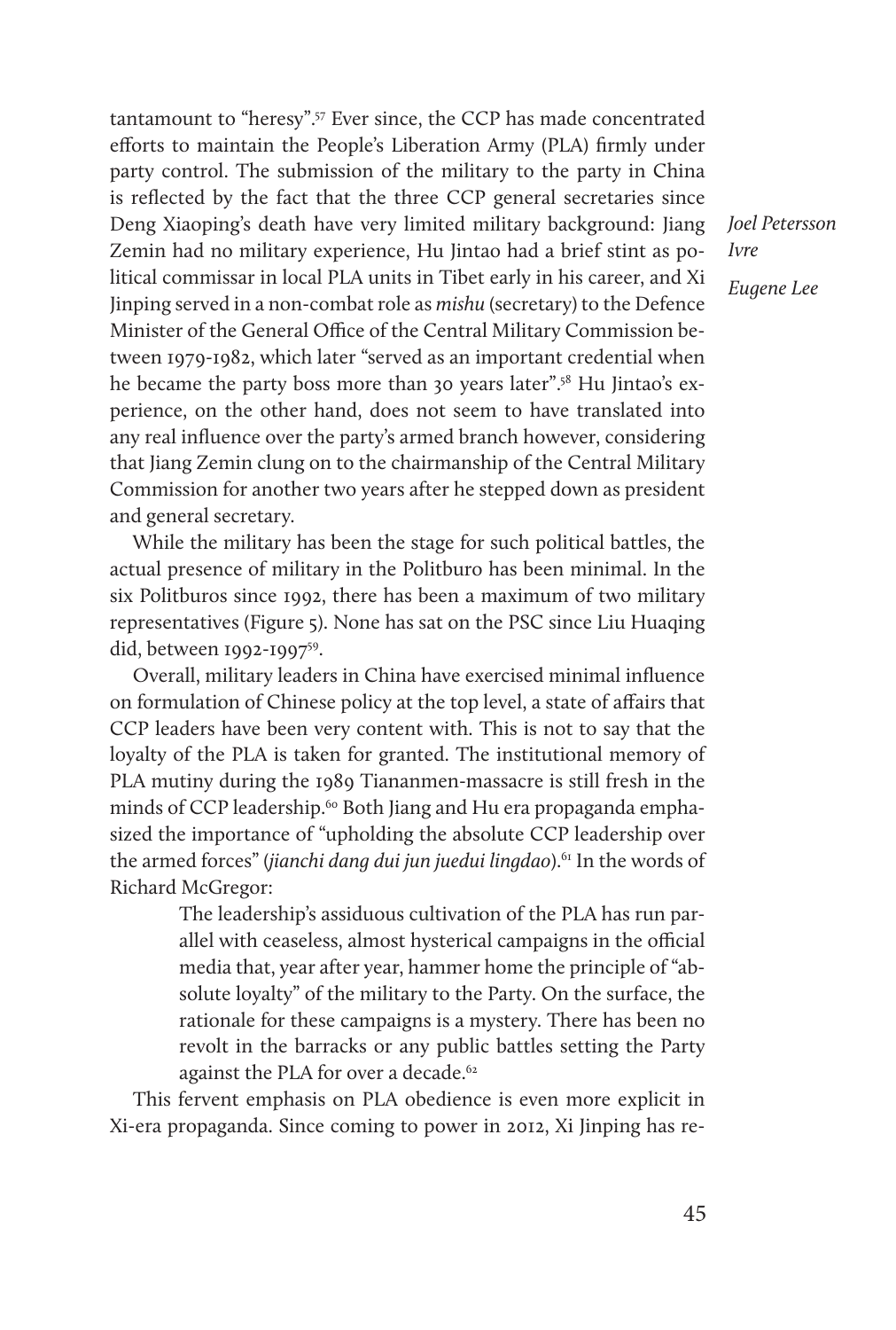tantamount to "heresy".[57] Ever since, the CCP has made concentrated efforts to maintain the People's Liberation Army (PLA) firmly under party control. The submission of the military to the party in China is reflected by the fact that the three CCP general secretaries since Deng Xiaoping's death have very limited military background: Jiang Zemin had no military experience, Hu Jintao had a brief stint as political commissar in local PLA units in Tibet early in his career, and Xi Jinping served in a non-combat role as *mishu* (secretary) to the Defence Minister of the General Office of the Central Military Commission between 1979-1982, which later "served as an important credential when he became the party boss more than 30 years later".[58] Hu Jintao's experience, on the other hand, does not seem to have translated into any real influence over the party's armed branch however, considering that Jiang Zemin clung on to the chairmanship of the Central Military Commission for another two years after he stepped down as president and general secretary.

While the military has been the stage for such political battles, the actual presence of military in the Politburo has been minimal. In the six Politburos since 1992, there has been a maximum of two military representatives (Figure 5). None has sat on the PSC since Liu Huaqing did, between 1992-1997[59].

Overall, military leaders in China have exercised minimal influence on formulation of Chinese policy at the top level, a state of affairs that CCP leaders have been very content with. This is not to say that the loyalty of the PLA is taken for granted. The institutional memory of PLA mutiny during the 1989 Tiananmen-massacre is still fresh in the minds of CCP leadership.[60] Both Jiang and Hu era propaganda emphasized the importance of "upholding the absolute CCP leadership over the armed forces" (*jianchi dang dui jun juedui lingdao*).[61] In the words of Richard McGregor:

> The leadership's assiduous cultivation of the PLA has run parallel with ceaseless, almost hysterical campaigns in the official media that, year after year, hammer home the principle of "absolute loyalty" of the military to the Party. On the surface, the rationale for these campaigns is a mystery. There has been no revolt in the barracks or any public battles setting the Party against the PLA for over a decade.[62]

This fervent emphasis on PLA obedience is even more explicit in Xi-era propaganda. Since coming to power in 2012, Xi Jinping has re-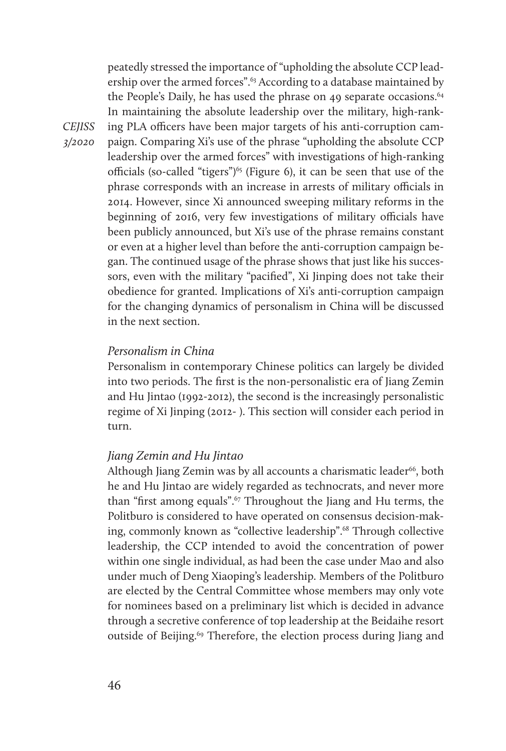peatedly stressed the importance of "upholding the absolute CCP leadership over the armed forces".[63] According to a database maintained by the People's Daily, he has used the phrase on 49 separate occasions.[64] In maintaining the absolute leadership over the military, high-ranking PLA officers have been major targets of his anti-corruption campaign. Comparing Xi's use of the phrase "upholding the absolute CCP leadership over the armed forces" with investigations of high-ranking officials (so-called "tigers")[65] (Figure 6), it can be seen that use of the phrase corresponds with an increase in arrests of military officials in 2014. However, since Xi announced sweeping military reforms in the beginning of 2016, very few investigations of military officials have been publicly announced, but Xi's use of the phrase remains constant or even at a higher level than before the anti-corruption campaign began. The continued usage of the phrase shows that just like his successors, even with the military "pacified", Xi Jinping does not take their obedience for granted. Implications of Xi's anti-corruption campaign for the changing dynamics of personalism in China will be discussed in the next section.

### *Personalism in China*

Personalism in contemporary Chinese politics can largely be divided into two periods. The first is the non-personalistic era of Jiang Zemin and Hu Jintao (1992-2012), the second is the increasingly personalistic regime of Xi Jinping (2012- ). This section will consider each period in turn.

### *Jiang Zemin and Hu Jintao*

Although Jiang Zemin was by all accounts a charismatic leader[66], both he and Hu Jintao are widely regarded as technocrats, and never more than "first among equals".[67] Throughout the Jiang and Hu terms, the Politburo is considered to have operated on consensus decision-making, commonly known as "collective leadership".[68] Through collective leadership, the CCP intended to avoid the concentration of power within one single individual, as had been the case under Mao and also under much of Deng Xiaoping's leadership. Members of the Politburo are elected by the Central Committee whose members may only vote for nominees based on a preliminary list which is decided in advance through a secretive conference of top leadership at the Beidaihe resort outside of Beijing.[69] Therefore, the election process during Jiang and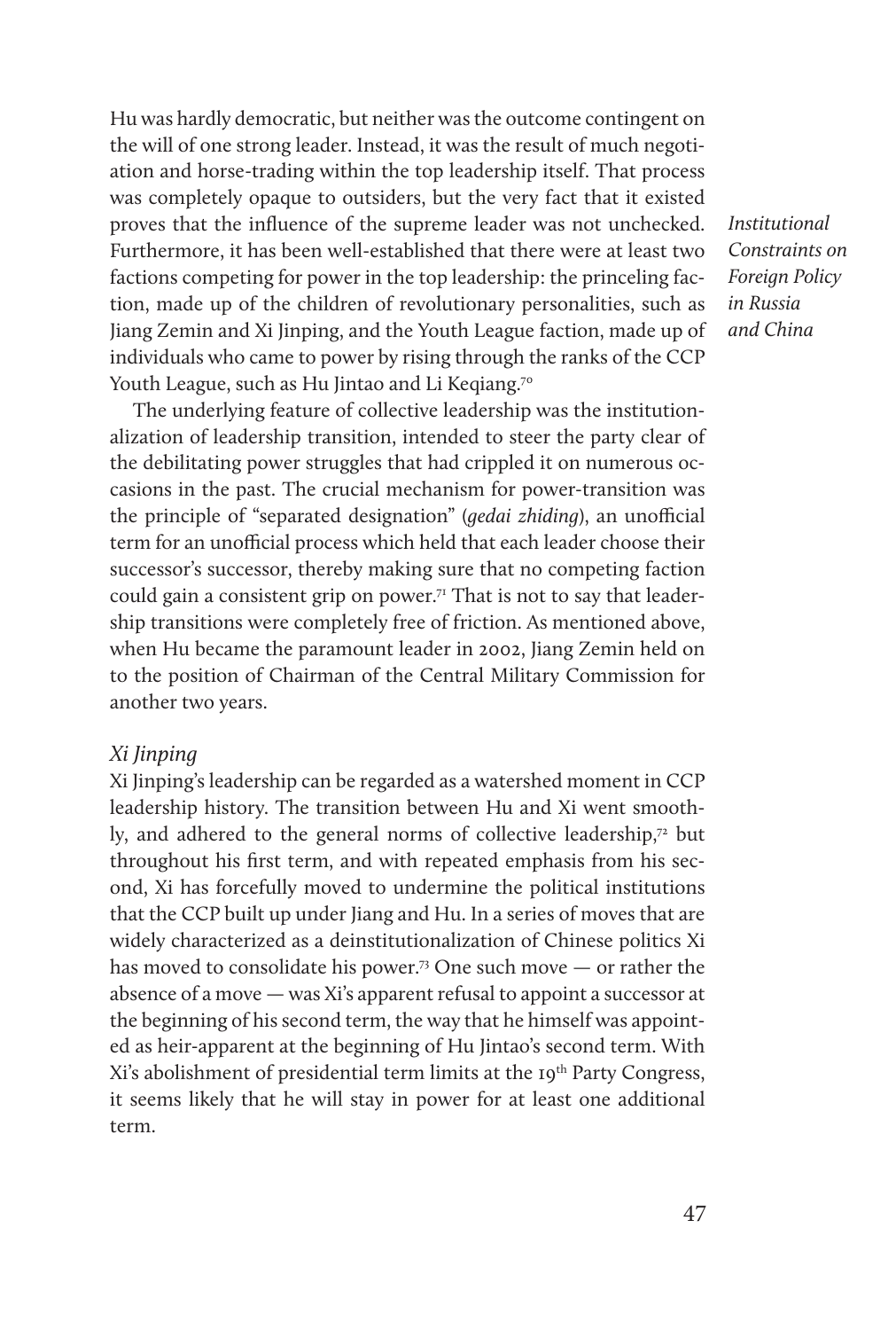Hu was hardly democratic, but neither was the outcome contingent on the will of one strong leader. Instead, it was the result of much negotiation and horse-trading within the top leadership itself. That process was completely opaque to outsiders, but the very fact that it existed proves that the influence of the supreme leader was not unchecked. Furthermore, it has been well-established that there were at least two factions competing for power in the top leadership: the princeling faction, made up of the children of revolutionary personalities, such as Jiang Zemin and Xi Jinping, and the Youth League faction, made up of individuals who came to power by rising through the ranks of the CCP Youth League, such as Hu Jintao and Li Keqiang.[70]

The underlying feature of collective leadership was the institutionalization of leadership transition, intended to steer the party clear of the debilitating power struggles that had crippled it on numerous occasions in the past. The crucial mechanism for power-transition was the principle of "separated designation" (*gedai zhiding*), an unofficial term for an unofficial process which held that each leader choose their successor's successor, thereby making sure that no competing faction could gain a consistent grip on power.[71] That is not to say that leadership transitions were completely free of friction. As mentioned above, when Hu became the paramount leader in 2002, Jiang Zemin held on to the position of Chairman of the Central Military Commission for another two years.

### *Xi Jinping*

Xi Jinping's leadership can be regarded as a watershed moment in CCP leadership history. The transition between Hu and Xi went smoothly, and adhered to the general norms of collective leadership,[72] but throughout his first term, and with repeated emphasis from his second, Xi has forcefully moved to undermine the political institutions that the CCP built up under Jiang and Hu. In a series of moves that are widely characterized as a deinstitutionalization of Chinese politics Xi has moved to consolidate his power.[73] One such move — or rather the absence of a move — was Xi's apparent refusal to appoint a successor at the beginning of his second term, the way that he himself was appointed as heir-apparent at the beginning of Hu Jintao's second term. With Xi's abolishment of presidential term limits at the 19th Party Congress, it seems likely that he will stay in power for at least one additional term.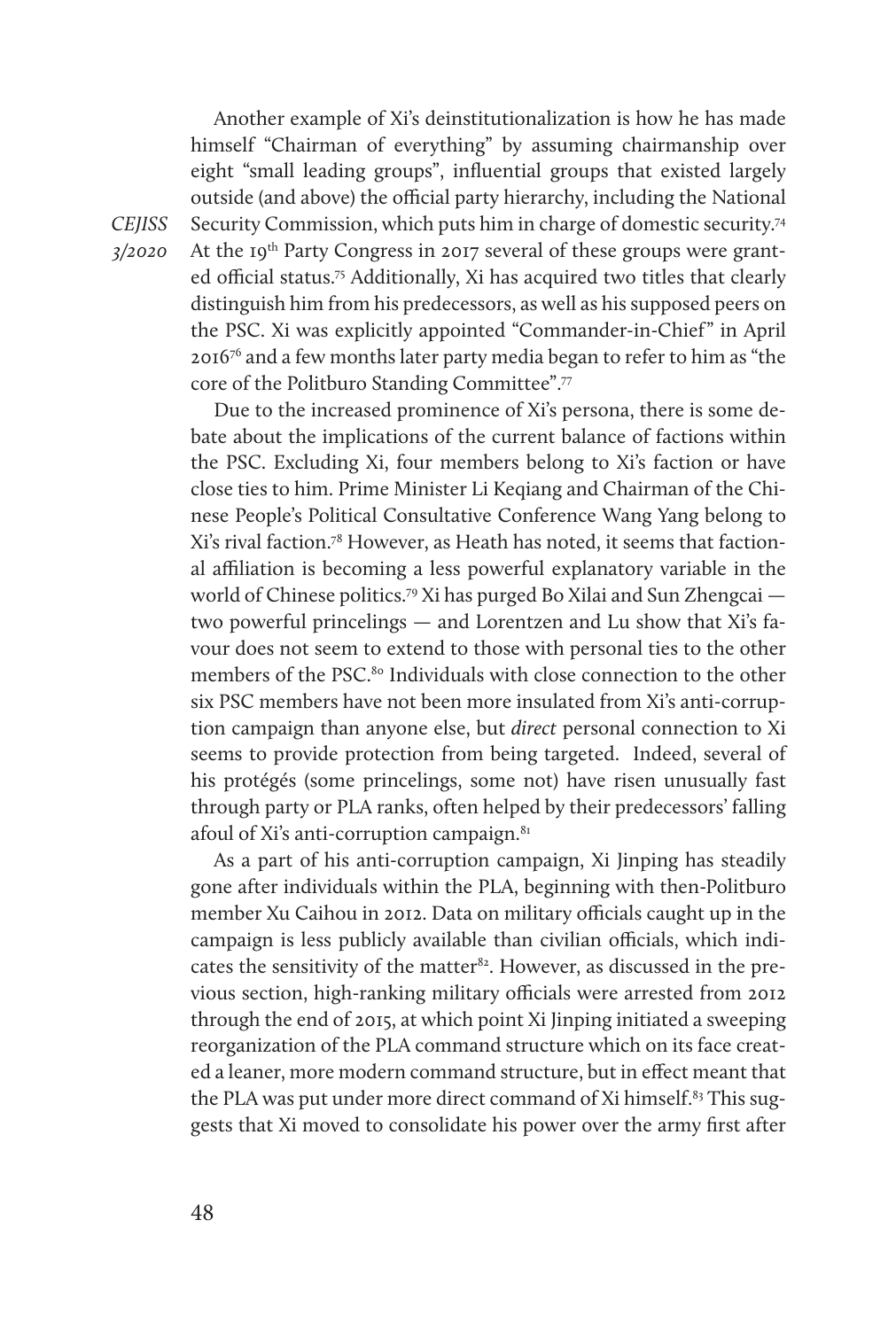Another example of Xi's deinstitutionalization is how he has made himself "Chairman of everything" by assuming chairmanship over eight "small leading groups", influential groups that existed largely outside (and above) the official party hierarchy, including the National Security Commission, which puts him in charge of domestic security.[74] At the 19th Party Congress in 2017 several of these groups were granted official status.[75] Additionally, Xi has acquired two titles that clearly distinguish him from his predecessors, as well as his supposed peers on the PSC. Xi was explicitly appointed "Commander-in-Chief" in April 2016[76] and a few months later party media began to refer to him as "the core of the Politburo Standing Committee".[77]

Due to the increased prominence of Xi's persona, there is some debate about the implications of the current balance of factions within the PSC. Excluding Xi, four members belong to Xi's faction or have close ties to him. Prime Minister Li Keqiang and Chairman of the Chinese People's Political Consultative Conference Wang Yang belong to Xi's rival faction.[78] However, as Heath has noted, it seems that factional affiliation is becoming a less powerful explanatory variable in the world of Chinese politics.[79] Xi has purged Bo Xilai and Sun Zhengcai — two powerful princelings — and Lorentzen and Lu show that Xi's favour does not seem to extend to those with personal ties to the other members of the PSC.[80] Individuals with close connection to the other six PSC members have not been more insulated from Xi's anti-corruption campaign than anyone else, but *direct* personal connection to Xi seems to provide protection from being targeted. Indeed, several of his protégés (some princelings, some not) have risen unusually fast through party or PLA ranks, often helped by their predecessors' falling afoul of Xi's anti-corruption campaign.[81]

As a part of his anti-corruption campaign, Xi Jinping has steadily gone after individuals within the PLA, beginning with then-Politburo member Xu Caihou in 2012. Data on military officials caught up in the campaign is less publicly available than civilian officials, which indicates the sensitivity of the matter[82]. However, as discussed in the previous section, high-ranking military officials were arrested from 2012 through the end of 2015, at which point Xi Jinping initiated a sweeping reorganization of the PLA command structure which on its face created a leaner, more modern command structure, but in effect meant that the PLA was put under more direct command of Xi himself.[83] This suggests that Xi moved to consolidate his power over the army first after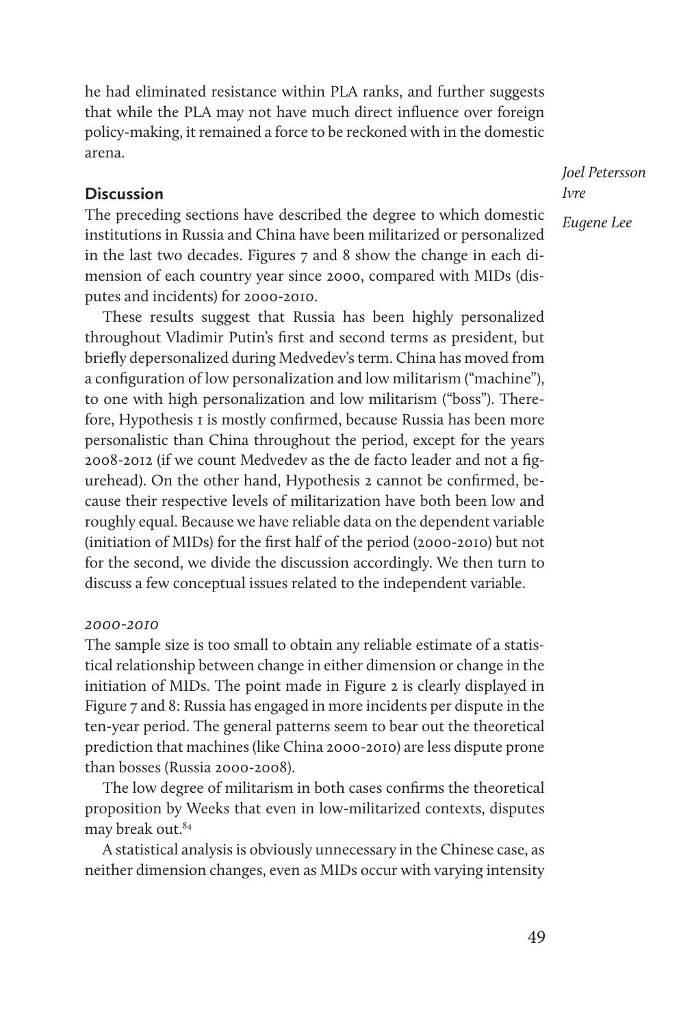he had eliminated resistance within PLA ranks, and further suggests that while the PLA may not have much direct influence over foreign policy-making, it remained a force to be reckoned with in the domestic arena.

## Discussion

The preceding sections have described the degree to which domestic institutions in Russia and China have been militarized or personalized in the last two decades. Figures 7 and 8 show the change in each dimension of each country year since 2000, compared with MIDs (disputes and incidents) for 2000-2010.

These results suggest that Russia has been highly personalized throughout Vladimir Putin's first and second terms as president, but briefly depersonalized during Medvedev's term. China has moved from a configuration of low personalization and low militarism ("machine"), to one with high personalization and low militarism ("boss"). Therefore, Hypothesis 1 is mostly confirmed, because Russia has been more personalistic than China throughout the period, except for the years 2008-2012 (if we count Medvedev as the de facto leader and not a figurehead). On the other hand, Hypothesis 2 cannot be confirmed, because their respective levels of militarization have both been low and roughly equal. Because we have reliable data on the dependent variable (initiation of MIDs) for the first half of the period (2000-2010) but not for the second, we divide the discussion accordingly. We then turn to discuss a few conceptual issues related to the independent variable.

### *2000-2010*

The sample size is too small to obtain any reliable estimate of a statistical relationship between change in either dimension or change in the initiation of MIDs. The point made in Figure 2 is clearly displayed in Figure 7 and 8: Russia has engaged in more incidents per dispute in the ten-year period. The general patterns seem to bear out the theoretical prediction that machines (like China 2000-2010) are less dispute prone than bosses (Russia 2000-2008).

The low degree of militarism in both cases confirms the theoretical proposition by Weeks that even in low-militarized contexts, disputes may break out.[84]

A statistical analysis is obviously unnecessary in the Chinese case, as neither dimension changes, even as MIDs occur with varying intensity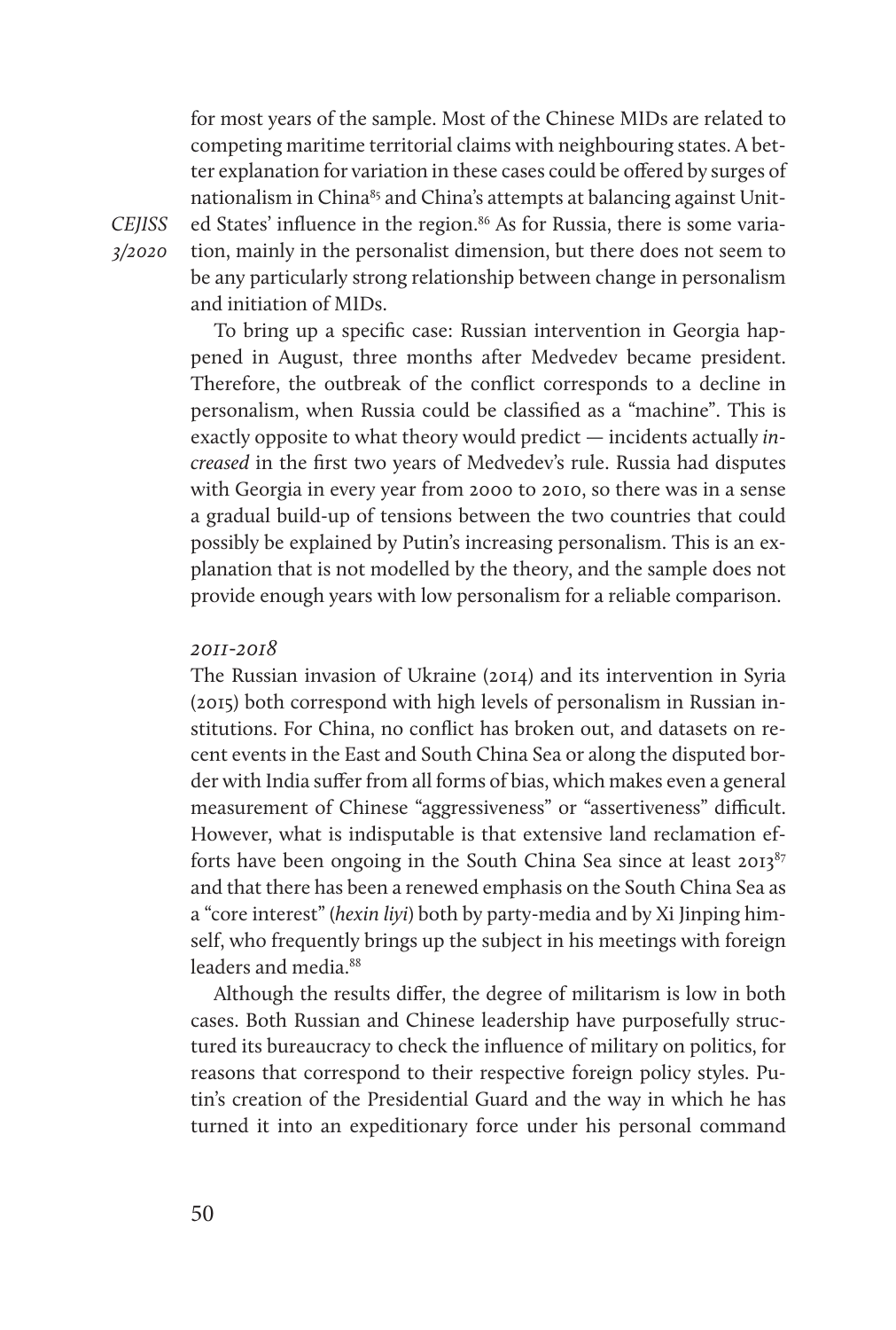for most years of the sample. Most of the Chinese MIDs are related to competing maritime territorial claims with neighbouring states. A better explanation for variation in these cases could be offered by surges of nationalism in China[85] and China's attempts at balancing against United States' influence in the region.[86] As for Russia, there is some variation, mainly in the personalist dimension, but there does not seem to be any particularly strong relationship between change in personalism and initiation of MIDs.

To bring up a specific case: Russian intervention in Georgia happened in August, three months after Medvedev became president. Therefore, the outbreak of the conflict corresponds to a decline in personalism, when Russia could be classified as a "machine". This is exactly opposite to what theory would predict — incidents actually *increased* in the first two years of Medvedev's rule. Russia had disputes with Georgia in every year from 2000 to 2010, so there was in a sense a gradual build-up of tensions between the two countries that could possibly be explained by Putin's increasing personalism. This is an explanation that is not modelled by the theory, and the sample does not provide enough years with low personalism for a reliable comparison.

*2011-2018*

The Russian invasion of Ukraine (2014) and its intervention in Syria (2015) both correspond with high levels of personalism in Russian institutions. For China, no conflict has broken out, and datasets on recent events in the East and South China Sea or along the disputed border with India suffer from all forms of bias, which makes even a general measurement of Chinese "aggressiveness" or "assertiveness" difficult. However, what is indisputable is that extensive land reclamation efforts have been ongoing in the South China Sea since at least 2013[87] and that there has been a renewed emphasis on the South China Sea as a "core interest" (*hexin liyi*) both by party-media and by Xi Jinping himself, who frequently brings up the subject in his meetings with foreign leaders and media.[88]

Although the results differ, the degree of militarism is low in both cases. Both Russian and Chinese leadership have purposefully structured its bureaucracy to check the influence of military on politics, for reasons that correspond to their respective foreign policy styles. Putin's creation of the Presidential Guard and the way in which he has turned it into an expeditionary force under his personal command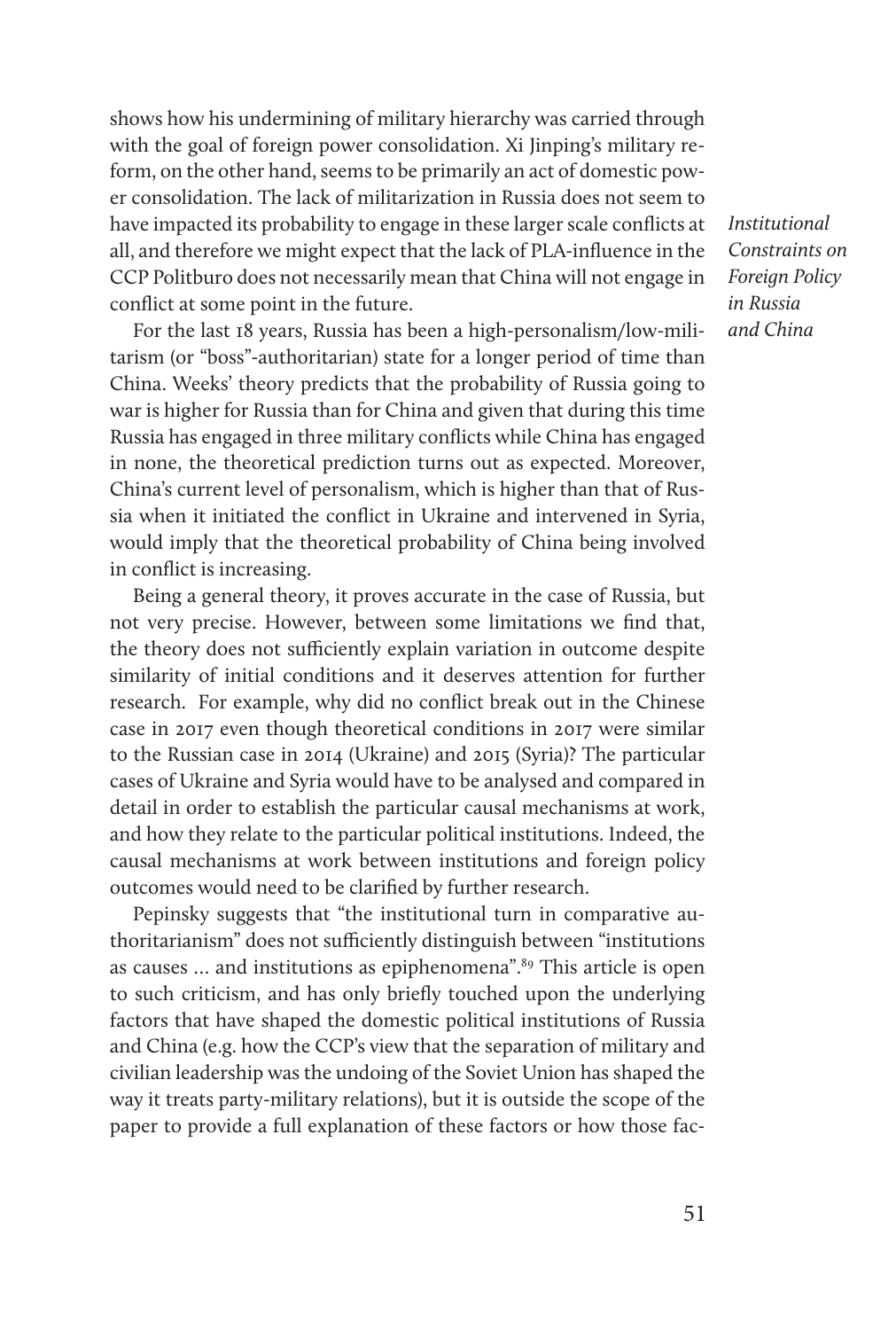shows how his undermining of military hierarchy was carried through with the goal of foreign power consolidation. Xi Jinping's military reform, on the other hand, seems to be primarily an act of domestic power consolidation. The lack of militarization in Russia does not seem to have impacted its probability to engage in these larger scale conflicts at all, and therefore we might expect that the lack of PLA-influence in the CCP Politburo does not necessarily mean that China will not engage in conflict at some point in the future.

For the last 18 years, Russia has been a high-personalism/low-militarism (or "boss"-authoritarian) state for a longer period of time than China. Weeks' theory predicts that the probability of Russia going to war is higher for Russia than for China and given that during this time Russia has engaged in three military conflicts while China has engaged in none, the theoretical prediction turns out as expected. Moreover, China's current level of personalism, which is higher than that of Russia when it initiated the conflict in Ukraine and intervened in Syria, would imply that the theoretical probability of China being involved in conflict is increasing.

Being a general theory, it proves accurate in the case of Russia, but not very precise. However, between some limitations we find that, the theory does not sufficiently explain variation in outcome despite similarity of initial conditions and it deserves attention for further research. For example, why did no conflict break out in the Chinese case in 2017 even though theoretical conditions in 2017 were similar to the Russian case in 2014 (Ukraine) and 2015 (Syria)? The particular cases of Ukraine and Syria would have to be analysed and compared in detail in order to establish the particular causal mechanisms at work, and how they relate to the particular political institutions. Indeed, the causal mechanisms at work between institutions and foreign policy outcomes would need to be clarified by further research.

Pepinsky suggests that "the institutional turn in comparative authoritarianism" does not sufficiently distinguish between "institutions as causes ... and institutions as epiphenomena".[89] This article is open to such criticism, and has only briefly touched upon the underlying factors that have shaped the domestic political institutions of Russia and China (e.g. how the CCP's view that the separation of military and civilian leadership was the undoing of the Soviet Union has shaped the way it treats party-military relations), but it is outside the scope of the paper to provide a full explanation of these factors or how those fac-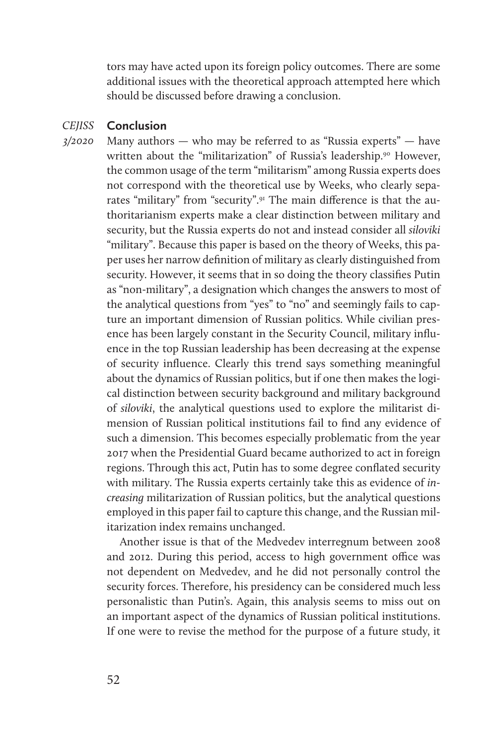tors may have acted upon its foreign policy outcomes. There are some additional issues with the theoretical approach attempted here which should be discussed before drawing a conclusion.

## Conclusion

Many authors — who may be referred to as "Russia experts" — have written about the "militarization" of Russia's leadership.[90] However, the common usage of the term "militarism" among Russia experts does not correspond with the theoretical use by Weeks, who clearly separates "military" from "security".[91] The main difference is that the authoritarianism experts make a clear distinction between military and security, but the Russia experts do not and instead consider all *siloviki* "military". Because this paper is based on the theory of Weeks, this paper uses her narrow definition of military as clearly distinguished from security. However, it seems that in so doing the theory classifies Putin as "non-military", a designation which changes the answers to most of the analytical questions from "yes" to "no" and seemingly fails to capture an important dimension of Russian politics. While civilian presence has been largely constant in the Security Council, military influence in the top Russian leadership has been decreasing at the expense of security influence. Clearly this trend says something meaningful about the dynamics of Russian politics, but if one then makes the logical distinction between security background and military background of *siloviki*, the analytical questions used to explore the militarist dimension of Russian political institutions fail to find any evidence of such a dimension. This becomes especially problematic from the year 2017 when the Presidential Guard became authorized to act in foreign regions. Through this act, Putin has to some degree conflated security with military. The Russia experts certainly take this as evidence of *increasing* militarization of Russian politics, but the analytical questions employed in this paper fail to capture this change, and the Russian militarization index remains unchanged.

Another issue is that of the Medvedev interregnum between 2008 and 2012. During this period, access to high government office was not dependent on Medvedev, and he did not personally control the security forces. Therefore, his presidency can be considered much less personalistic than Putin's. Again, this analysis seems to miss out on an important aspect of the dynamics of Russian political institutions. If one were to revise the method for the purpose of a future study, it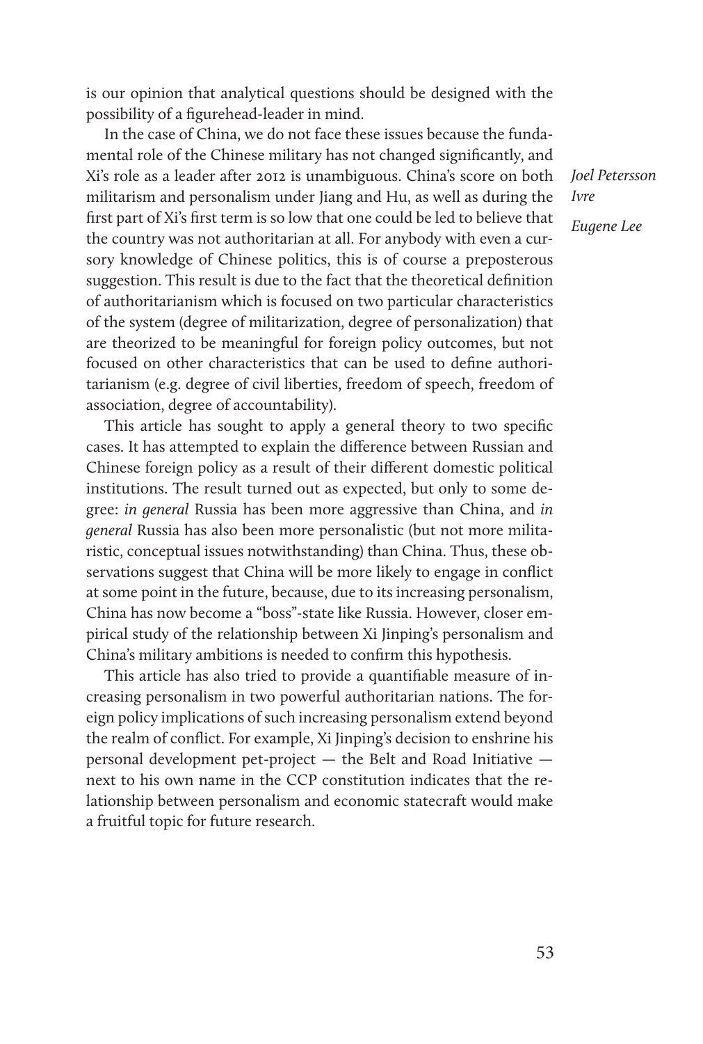is our opinion that analytical questions should be designed with the possibility of a figurehead-leader in mind.

In the case of China, we do not face these issues because the fundamental role of the Chinese military has not changed significantly, and Xi's role as a leader after 2012 is unambiguous. China's score on both militarism and personalism under Jiang and Hu, as well as during the first part of Xi's first term is so low that one could be led to believe that the country was not authoritarian at all. For anybody with even a cursory knowledge of Chinese politics, this is of course a preposterous suggestion. This result is due to the fact that the theoretical definition of authoritarianism which is focused on two particular characteristics of the system (degree of militarization, degree of personalization) that are theorized to be meaningful for foreign policy outcomes, but not focused on other characteristics that can be used to define authoritarianism (e.g. degree of civil liberties, freedom of speech, freedom of association, degree of accountability).

This article has sought to apply a general theory to two specific cases. It has attempted to explain the difference between Russian and Chinese foreign policy as a result of their different domestic political institutions. The result turned out as expected, but only to some degree: *in general* Russia has been more aggressive than China, and *in general* Russia has also been more personalistic (but not more militaristic, conceptual issues notwithstanding) than China. Thus, these observations suggest that China will be more likely to engage in conflict at some point in the future, because, due to its increasing personalism, China has now become a "boss"-state like Russia. However, closer empirical study of the relationship between Xi Jinping's personalism and China's military ambitions is needed to confirm this hypothesis.

This article has also tried to provide a quantifiable measure of increasing personalism in two powerful authoritarian nations. The foreign policy implications of such increasing personalism extend beyond the realm of conflict. For example, Xi Jinping's decision to enshrine his personal development pet-project — the Belt and Road Initiative — next to his own name in the CCP constitution indicates that the relationship between personalism and economic statecraft would make a fruitful topic for future research.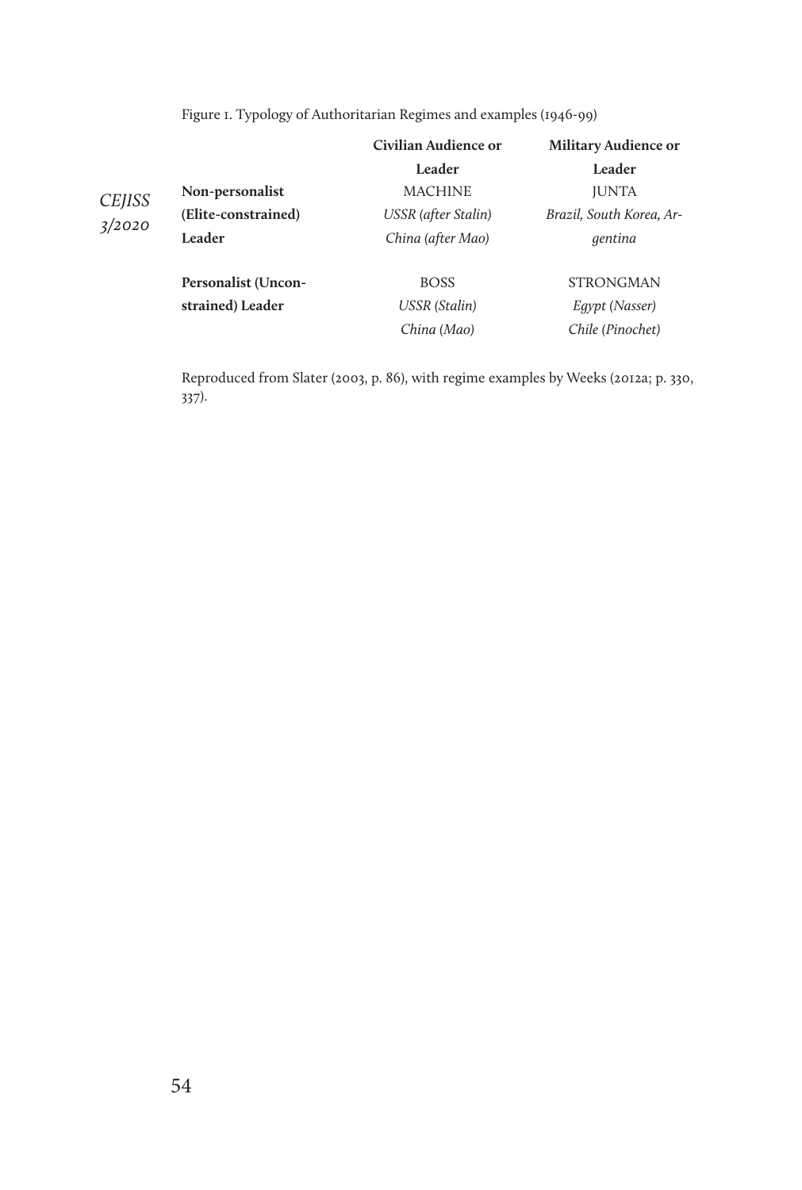Figure 1. Typology of Authoritarian Regimes and examples (1946-99)

| | Civilian Audience or Leader | Military Audience or Leader |
|---|---|---|
| **Non-personalist (Elite-constrained) Leader** | MACHINE<br>*USSR (after Stalin)*<br>*China (after Mao)* | JUNTA<br>*Brazil, South Korea, Argentina* |
| **Personalist (Unconstrained) Leader** | BOSS<br>*USSR (Stalin)*<br>*China (Mao)* | STRONGMAN<br>*Egypt (Nasser)*<br>*Chile (Pinochet)* |

Reproduced from Slater (2003, p. 86), with regime examples by Weeks (2012a; p. 330, 337).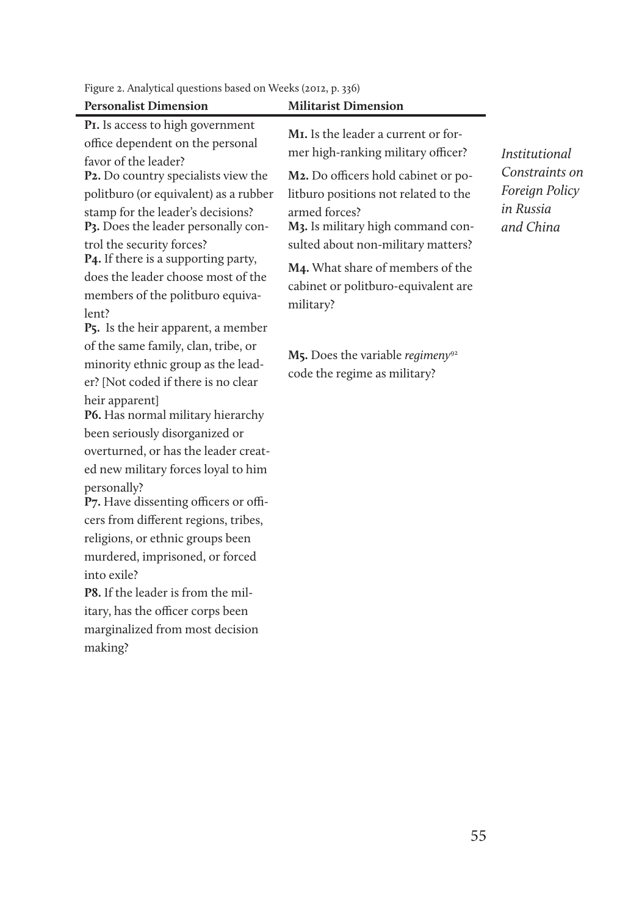Figure 2. Analytical questions based on Weeks (2012, p. 336)

| Personalist Dimension | Militarist Dimension |
|---|---|
| **P1.** Is access to high government office dependent on the personal favor of the leader? | **M1.** Is the leader a current or former high-ranking military officer? |
| **P2.** Do country specialists view the politburo (or equivalent) as a rubber stamp for the leader's decisions? | **M2.** Do officers hold cabinet or politburo positions not related to the armed forces? |
| **P3.** Does the leader personally control the security forces? | **M3.** Is military high command consulted about non-military matters? |
| **P4.** If there is a supporting party, does the leader choose most of the members of the politburo equivalent? | **M4.** What share of members of the cabinet or politburo-equivalent are military? |
| **P5.** Is the heir apparent, a member of the same family, clan, tribe, or minority ethnic group as the leader? [Not coded if there is no clear heir apparent] | **M5.** Does the variable *regimeny*[92] code the regime as military? |
| **P6.** Has normal military hierarchy been seriously disorganized or overturned, or has the leader created new military forces loyal to him personally? | |
| **P7.** Have dissenting officers or officers from different regions, tribes, religions, or ethnic groups been murdered, imprisoned, or forced into exile? | |
| **P8.** If the leader is from the military, has the officer corps been marginalized from most decision making? | |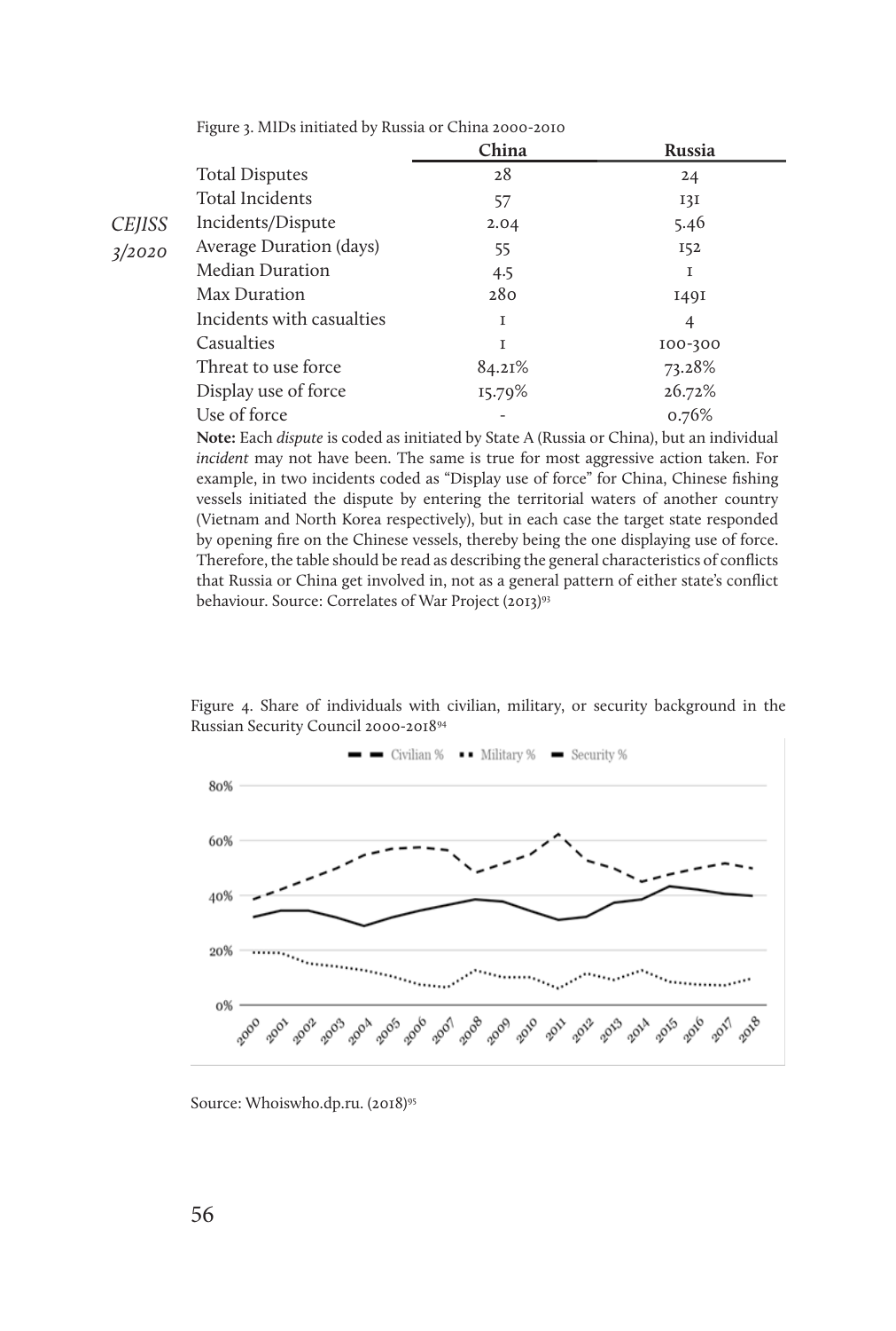Figure 3. MIDs initiated by Russia or China 2000-2010

| | China | Russia |
|---|---|---|
| Total Disputes | 28 | 24 |
| Total Incidents | 57 | 131 |
| Incidents/Dispute | 2.04 | 5.46 |
| Average Duration (days) | 55 | 152 |
| Median Duration | 4.5 | 1 |
| Max Duration | 280 | 1491 |
| Incidents with casualties | 1 | 4 |
| Casualties | 1 | 100-300 |
| Threat to use force | 84.21% | 73.28% |
| Display use of force | 15.79% | 26.72% |
| Use of force | - | 0.76% |

**Note:** Each *dispute* is coded as initiated by State A (Russia or China), but an individual *incident* may not have been. The same is true for most aggressive action taken. For example, in two incidents coded as "Display use of force" for China, Chinese fishing vessels initiated the dispute by entering the territorial waters of another country (Vietnam and North Korea respectively), but in each case the target state responded by opening fire on the Chinese vessels, thereby being the one displaying use of force. Therefore, the table should be read as describing the general characteristics of conflicts that Russia or China get involved in, not as a general pattern of either state's conflict behaviour. Source: Correlates of War Project (2013)[93]

Figure 4. Share of individuals with civilian, military, or security background in the Russian Security Council 2000-2018[94]

Source: Whoiswho.dp.ru. (2018)[95]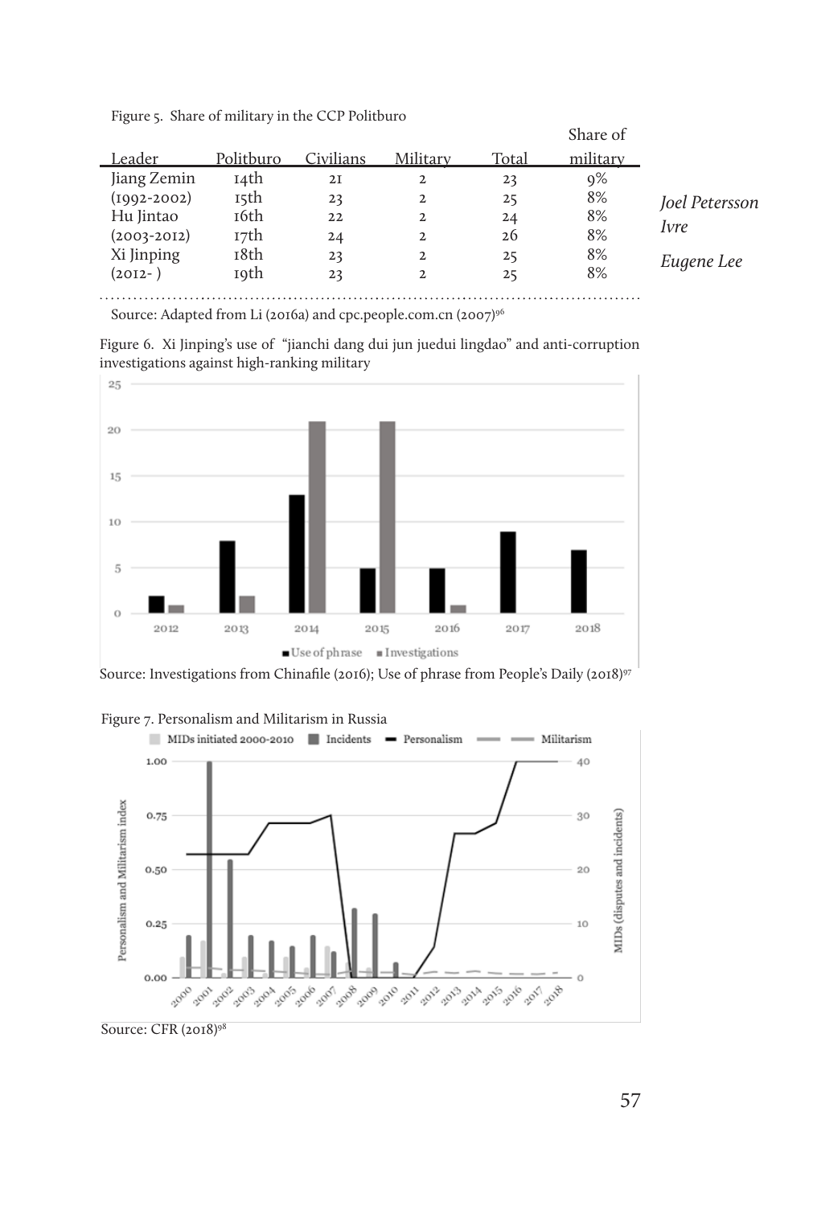Figure 5. Share of military in the CCP Politburo

| Leader | Politburo | Civilians | Military | Total | Share of military |
|---|---|---|---|---|---|
| Jiang Zemin | 14th | 21 | 2 | 23 | 9% |
| (1992-2002) | 15th | 23 | 2 | 25 | 8% |
| Hu Jintao | 16th | 22 | 2 | 24 | 8% |
| (2003-2012) | 17th | 24 | 2 | 26 | 8% |
| Xi Jinping | 18th | 23 | 2 | 25 | 8% |
| (2012- ) | 19th | 23 | 2 | 25 | 8% |

Source: Adapted from Li (2016a) and cpc.people.com.cn (2007)[96]

Figure 6. Xi Jinping's use of "jianchi dang dui jun juedui lingdao" and anti-corruption investigations against high-ranking military

Source: Investigations from Chinafile (2016); Use of phrase from People's Daily (2018)[97]

Figure 7. Personalism and Militarism in Russia

Source: CFR (2018)[98]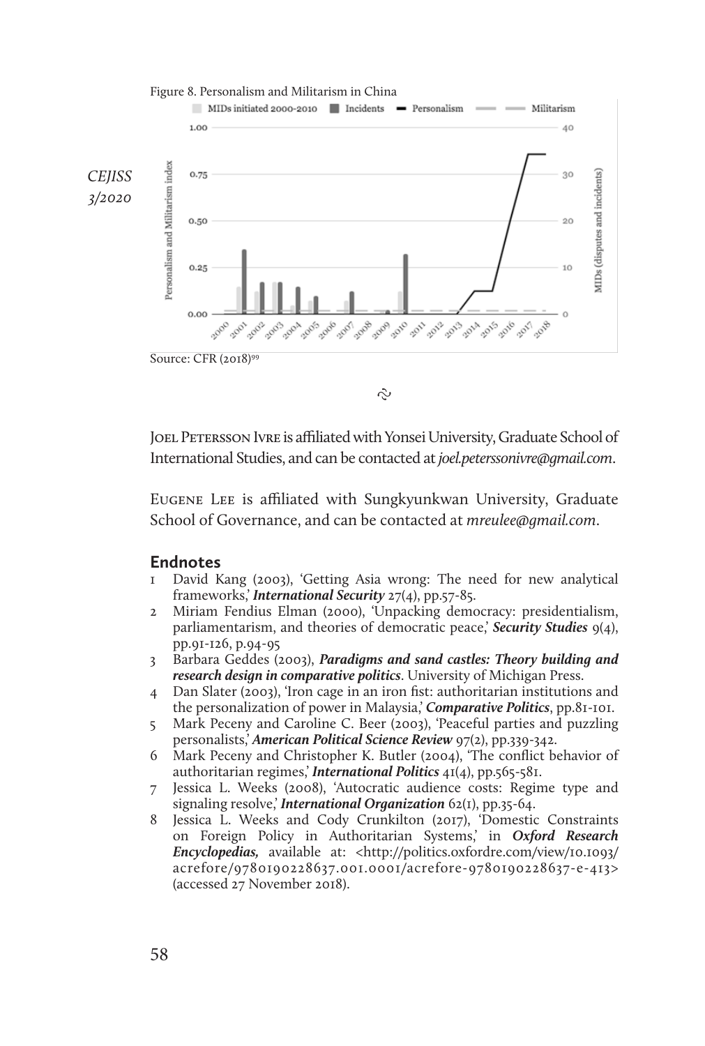Figure 8. Personalism and Militarism in China

Source: CFR (2018)[99]

Joel Petersson Ivre is affiliated with Yonsei University, Graduate School of International Studies, and can be contacted at *joel.peterssonivre@gmail.com*.

Eugene Lee is affiliated with Sungkyunkwan University, Graduate School of Governance, and can be contacted at *mreulee@gmail.com*.

## Endnotes

1 David Kang (2003), 'Getting Asia wrong: The need for new analytical frameworks,' ***International Security*** 27(4), pp.57-85.

2 Miriam Fendius Elman (2000), 'Unpacking democracy: presidentialism, parliamentarism, and theories of democratic peace,' ***Security Studies*** 9(4), pp.91-126, p.94-95

3 Barbara Geddes (2003), ***Paradigms and sand castles: Theory building and research design in comparative politics***. University of Michigan Press.

4 Dan Slater (2003), 'Iron cage in an iron fist: authoritarian institutions and the personalization of power in Malaysia,' ***Comparative Politics***, pp.81-101.

5 Mark Peceny and Caroline C. Beer (2003), 'Peaceful parties and puzzling personalists,' ***American Political Science Review*** 97(2), pp.339-342.

6 Mark Peceny and Christopher K. Butler (2004), 'The conflict behavior of authoritarian regimes,' ***International Politics*** 41(4), pp.565-581.

7 Jessica L. Weeks (2008), 'Autocratic audience costs: Regime type and signaling resolve,' ***International Organization*** 62(1), pp.35-64.

8 Jessica L. Weeks and Cody Crunkilton (2017), 'Domestic Constraints on Foreign Policy in Authoritarian Systems,' in ***Oxford Research Encyclopedias,*** available at: <http://politics.oxfordre.com/view/10.1093/acrefore/9780190228637.001.0001/acrefore-9780190228637-e-413> (accessed 27 November 2018).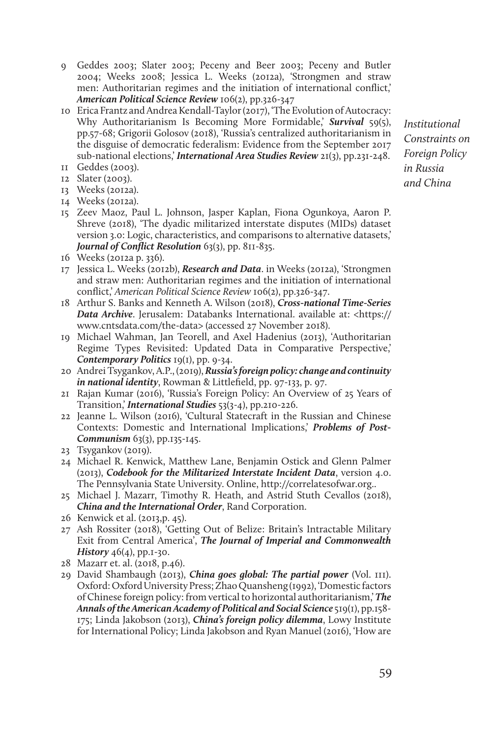9 Geddes 2003; Slater 2003; Peceny and Beer 2003; Peceny and Butler 2004; Weeks 2008; Jessica L. Weeks (2012a), 'Strongmen and straw men: Authoritarian regimes and the initiation of international conflict,' ***American Political Science Review*** 106(2), pp.326-347

10 Erica Frantz and Andrea Kendall-Taylor (2017), 'The Evolution of Autocracy: Why Authoritarianism Is Becoming More Formidable,' ***Survival*** 59(5), pp.57-68; Grigorii Golosov (2018), 'Russia's centralized authoritarianism in the disguise of democratic federalism: Evidence from the September 2017 sub-national elections,' ***International Area Studies Review*** 21(3), pp.231-248.

11 Geddes (2003).

12 Slater (2003).

13 Weeks (2012a).

14 Weeks (2012a).

15 Zeev Maoz, Paul L. Johnson, Jasper Kaplan, Fiona Ogunkoya, Aaron P. Shreve (2018), 'The dyadic militarized interstate disputes (MIDs) dataset version 3.0: Logic, characteristics, and comparisons to alternative datasets,' ***Journal of Conflict Resolution*** 63(3), pp. 811-835.

16 Weeks (2012a p. 336).

17 Jessica L. Weeks (2012b), ***Research and Data***. in Weeks (2012a), 'Strongmen and straw men: Authoritarian regimes and the initiation of international conflict,' *American Political Science Review* 106(2), pp.326-347.

18 Arthur S. Banks and Kenneth A. Wilson (2018), ***Cross-national Time-Series Data Archive***. Jerusalem: Databanks International. available at: <https://www.cntsdata.com/the-data> (accessed 27 November 2018).

19 Michael Wahman, Jan Teorell, and Axel Hadenius (2013), 'Authoritarian Regime Types Revisited: Updated Data in Comparative Perspective,' ***Contemporary Politics*** 19(1), pp. 9-34.

20 Andrei Tsygankov, A.P., (2019), ***Russia's foreign policy: change and continuity in national identity***, Rowman & Littlefield, pp. 97-133, p. 97.

21 Rajan Kumar (2016), 'Russia's Foreign Policy: An Overview of 25 Years of Transition,' ***International Studies*** 53(3-4), pp.210-226.

22 Jeanne L. Wilson (2016), 'Cultural Statecraft in the Russian and Chinese Contexts: Domestic and International Implications,' ***Problems of Post-Communism*** 63(3), pp.135-145.

23 Tsygankov (2019).

24 Michael R. Kenwick, Matthew Lane, Benjamin Ostick and Glenn Palmer (2013), ***Codebook for the Militarized Interstate Incident Data***, version 4.0. The Pennsylvania State University. Online, http://correlatesofwar.org..

25 Michael J. Mazarr, Timothy R. Heath, and Astrid Stuth Cevallos (2018), ***China and the International Order***, Rand Corporation.

26 Kenwick et al. (2013,p. 45).

27 Ash Rossiter (2018), 'Getting Out of Belize: Britain's Intractable Military Exit from Central America', ***The Journal of Imperial and Commonwealth History*** 46(4), pp.1-30.

28 Mazarr et. al. (2018, p.46).

29 David Shambaugh (2013), ***China goes global: The partial power*** (Vol. 111). Oxford: Oxford University Press; Zhao Quansheng (1992), 'Domestic factors of Chinese foreign policy: from vertical to horizontal authoritarianism,' ***The Annals of the American Academy of Political and Social Science*** 519(1), pp.158-175; Linda Jakobson (2013), ***China's foreign policy dilemma***, Lowy Institute for International Policy; Linda Jakobson and Ryan Manuel (2016), 'How are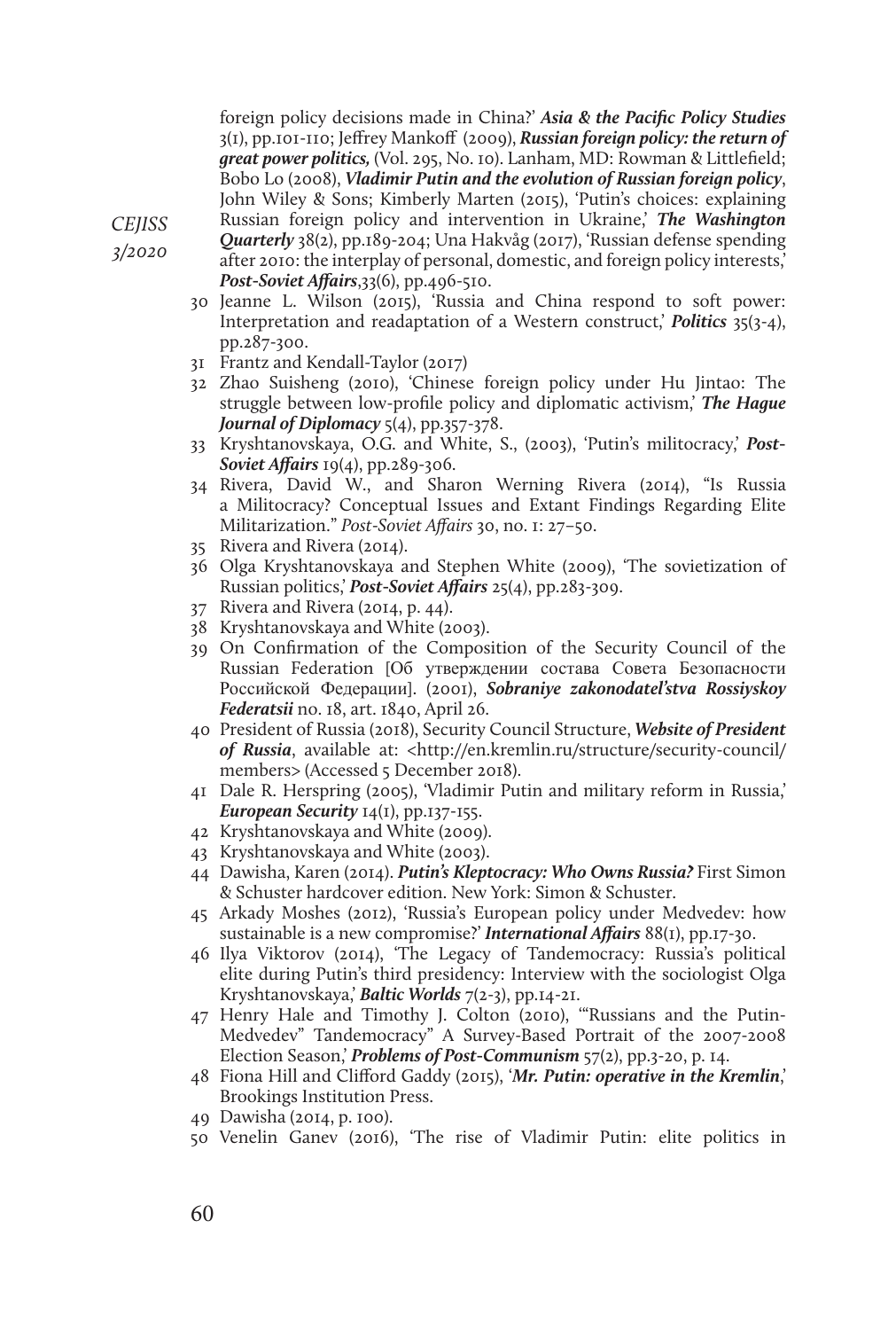foreign policy decisions made in China?' ***Asia & the Pacific Policy Studies*** 3(1), pp.101-110; Jeffrey Mankoff (2009), ***Russian foreign policy: the return of great power politics,*** (Vol. 295, No. 10). Lanham, MD: Rowman & Littlefield; Bobo Lo (2008), ***Vladimir Putin and the evolution of Russian foreign policy***, John Wiley & Sons; Kimberly Marten (2015), 'Putin's choices: explaining Russian foreign policy and intervention in Ukraine,' ***The Washington Quarterly*** 38(2), pp.189-204; Una Hakvåg (2017), 'Russian defense spending after 2010: the interplay of personal, domestic, and foreign policy interests,' ***Post-Soviet Affairs***,33(6), pp.496-510.

30 Jeanne L. Wilson (2015), 'Russia and China respond to soft power: Interpretation and readaptation of a Western construct,' ***Politics*** 35(3-4), pp.287-300.

31 Frantz and Kendall-Taylor (2017)

32 Zhao Suisheng (2010), 'Chinese foreign policy under Hu Jintao: The struggle between low-profile policy and diplomatic activism,' ***The Hague Journal of Diplomacy*** 5(4), pp.357-378.

33 Kryshtanovskaya, O.G. and White, S., (2003), 'Putin's militocracy,' ***Post-Soviet Affairs*** 19(4), pp.289-306.

34 Rivera, David W., and Sharon Werning Rivera (2014), "Is Russia a Militocracy? Conceptual Issues and Extant Findings Regarding Elite Militarization." *Post-Soviet Affairs* 30, no. 1: 27–50.

35 Rivera and Rivera (2014).

36 Olga Kryshtanovskaya and Stephen White (2009), 'The sovietization of Russian politics,' ***Post-Soviet Affairs*** 25(4), pp.283-309.

37 Rivera and Rivera (2014, p. 44).

38 Kryshtanovskaya and White (2003).

39 On Confirmation of the Composition of the Security Council of the Russian Federation [Об утверждении состава Совета Безопасности Российской Федерации]. (2001), ***Sobraniye zakonodatel'stva Rossiyskoy Federatsii*** no. 18, art. 1840, April 26.

40 President of Russia (2018), Security Council Structure, ***Website of President of Russia***, available at: <http://en.kremlin.ru/structure/security-council/members> (Accessed 5 December 2018).

41 Dale R. Herspring (2005), 'Vladimir Putin and military reform in Russia,' ***European Security*** 14(1), pp.137-155.

42 Kryshtanovskaya and White (2009).

43 Kryshtanovskaya and White (2003).

44 Dawisha, Karen (2014). ***Putin's Kleptocracy: Who Owns Russia?*** First Simon & Schuster hardcover edition. New York: Simon & Schuster.

45 Arkady Moshes (2012), 'Russia's European policy under Medvedev: how sustainable is a new compromise?' ***International Affairs*** 88(1), pp.17-30.

46 Ilya Viktorov (2014), 'The Legacy of Tandemocracy: Russia's political elite during Putin's third presidency: Interview with the sociologist Olga Kryshtanovskaya,' ***Baltic Worlds*** 7(2-3), pp.14-21.

47 Henry Hale and Timothy J. Colton (2010), '"Russians and the Putin-Medvedev" Tandemocracy" A Survey-Based Portrait of the 2007-2008 Election Season,' ***Problems of Post-Communism*** 57(2), pp.3-20, p. 14.

48 Fiona Hill and Clifford Gaddy (2015), '***Mr. Putin: operative in the Kremlin***,' Brookings Institution Press.

49 Dawisha (2014, p. 100).

50 Venelin Ganev (2016), 'The rise of Vladimir Putin: elite politics in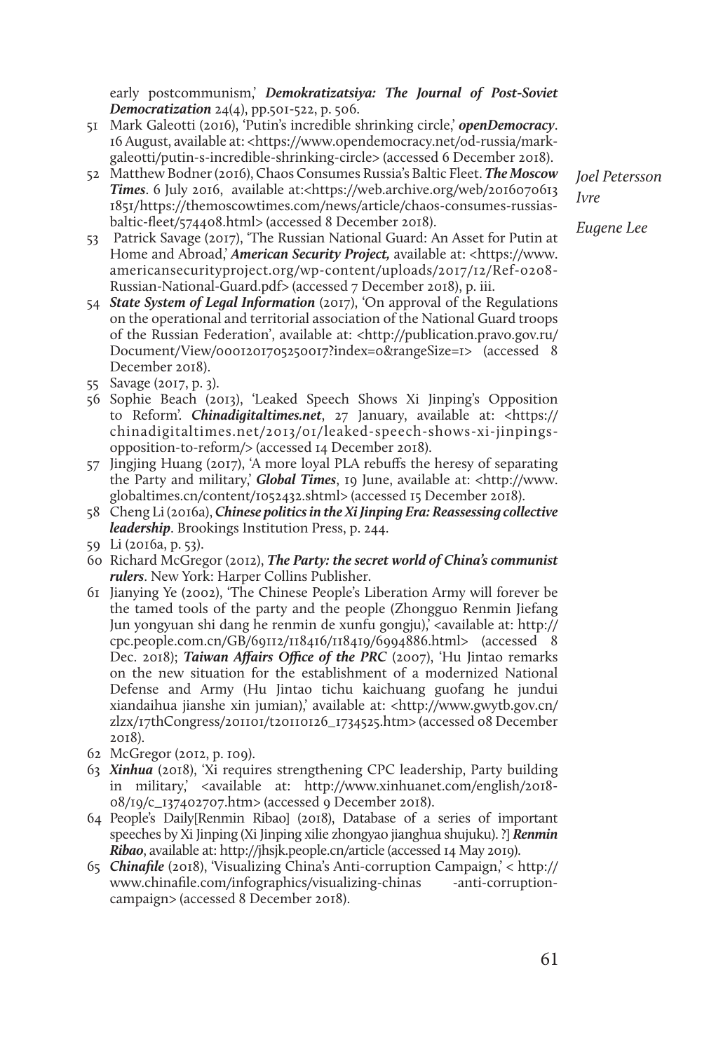early postcommunism,' ***Demokratizatsiya: The Journal of Post-Soviet Democratization*** 24(4), pp.501-522, p. 506.

51 Mark Galeotti (2016), 'Putin's incredible shrinking circle,' ***openDemocracy***. 16 August, available at: <https://www.opendemocracy.net/od-russia/mark-galeotti/putin-s-incredible-shrinking-circle> (accessed 6 December 2018).

52 Matthew Bodner (2016), Chaos Consumes Russia's Baltic Fleet. ***The Moscow Times***. 6 July 2016, available at:<https://web.archive.org/web/20160706131851/https://themoscowtimes.com/news/article/chaos-consumes-russias-baltic-fleet/574408.html> (accessed 8 December 2018).

53 Patrick Savage (2017), 'The Russian National Guard: An Asset for Putin at Home and Abroad,' ***American Security Project,*** available at: <https://www.americansecurityproject.org/wp-content/uploads/2017/12/Ref-0208-Russian-National-Guard.pdf> (accessed 7 December 2018), p. iii.

54 ***State System of Legal Information*** (2017), 'On approval of the Regulations on the operational and territorial association of the National Guard troops of the Russian Federation', available at: <http://publication.pravo.gov.ru/Document/View/0001201705250017?index=0&rangeSize=1> (accessed 8 December 2018).

55 Savage (2017, p. 3).

56 Sophie Beach (2013), 'Leaked Speech Shows Xi Jinping's Opposition to Reform'. ***Chinadigitaltimes.net***, 27 January, available at: <https://chinadigitaltimes.net/2013/01/leaked-speech-shows-xi-jinpings-opposition-to-reform/> (accessed 14 December 2018).

57 Jingjing Huang (2017), 'A more loyal PLA rebuffs the heresy of separating the Party and military,' ***Global Times***, 19 June, available at: <http://www.globaltimes.cn/content/1052432.shtml> (accessed 15 December 2018).

58 Cheng Li (2016a), ***Chinese politics in the Xi Jinping Era: Reassessing collective leadership***. Brookings Institution Press, p. 244.

59 Li (2016a, p. 53).

60 Richard McGregor (2012), ***The Party: the secret world of China's communist rulers***. New York: Harper Collins Publisher.

61 Jianying Ye (2002), 'The Chinese People's Liberation Army will forever be the tamed tools of the party and the people (Zhongguo Renmin Jiefang Jun yongyuan shi dang he renmin de xunfu gongju),' <available at: http://cpc.people.com.cn/GB/69112/118416/118419/6994886.html> (accessed 8 Dec. 2018); ***Taiwan Affairs Office of the PRC*** (2007), 'Hu Jintao remarks on the new situation for the establishment of a modernized National Defense and Army (Hu Jintao tichu kaichuang guofang he jundui xiandaihua jianshe xin jumian),' available at: <http://www.gwytb.gov.cn/zlzx/17thCongress/201101/t20110126_1734525.htm> (accessed 08 December 2018).

62 McGregor (2012, p. 109).

63 ***Xinhua*** (2018), 'Xi requires strengthening CPC leadership, Party building in military,' <available at: http://www.xinhuanet.com/english/2018-08/19/c_137402707.htm> (accessed 9 December 2018).

64 People's Daily[Renmin Ribao] (2018), Database of a series of important speeches by Xi Jinping (Xi Jinping xilie zhongyao jianghua shujuku). ?] ***Renmin Ribao***, available at: http://jhsjk.people.cn/article (accessed 14 May 2019).

65 ***Chinafile*** (2018), 'Visualizing China's Anti-corruption Campaign,' < http://www.chinafile.com/infographics/visualizing-chinas -anti-corruption-campaign> (accessed 8 December 2018).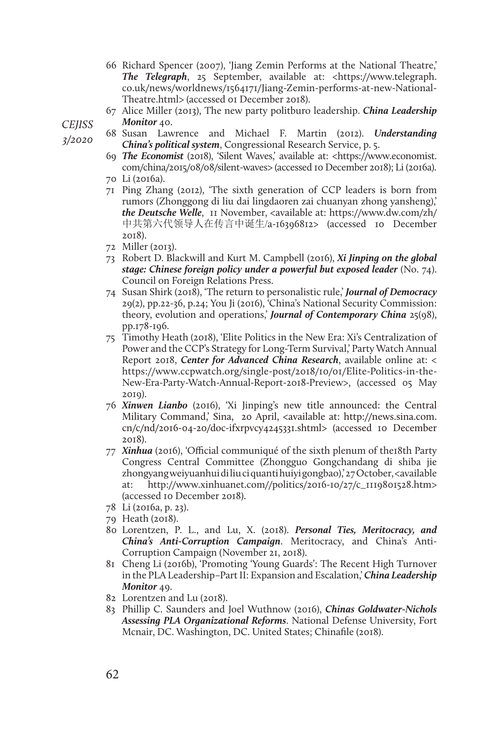66 Richard Spencer (2007), 'Jiang Zemin Performs at the National Theatre,' ***The Telegraph***, 25 September, available at: <https://www.telegraph.co.uk/news/worldnews/1564171/Jiang-Zemin-performs-at-new-National-Theatre.html> (accessed 01 December 2018).

67 Alice Miller (2013), The new party politburo leadership. ***China Leadership Monitor*** 40.

68 Susan Lawrence and Michael F. Martin (2012). ***Understanding China's political system***, Congressional Research Service, p. 5.

69 ***The Economist*** (2018), 'Silent Waves,' available at: <https://www.economist.com/china/2015/08/08/silent-waves> (accessed 10 December 2018); Li (2016a).

70 Li (2016a).

71 Ping Zhang (2012), 'The sixth generation of CCP leaders is born from rumors (Zhonggong di liu dai lingdaoren zai chuanyan zhong yansheng),' ***the Deutsche Welle***, 11 November, <available at: https://www.dw.com/zh/中共第六代领导人在传言中诞生/a-16396812> (accessed 10 December 2018).

72 Miller (2013).

73 Robert D. Blackwill and Kurt M. Campbell (2016), ***Xi Jinping on the global stage: Chinese foreign policy under a powerful but exposed leader*** (No. 74). Council on Foreign Relations Press.

74 Susan Shirk (2018), 'The return to personalistic rule,' ***Journal of Democracy*** 29(2), pp.22-36, p.24; You Ji (2016), 'China's National Security Commission: theory, evolution and operations,' ***Journal of Contemporary China*** 25(98), pp.178-196.

75 Timothy Heath (2018), 'Elite Politics in the New Era: Xi's Centralization of Power and the CCP's Strategy for Long-Term Survival,' Party Watch Annual Report 2018, ***Center for Advanced China Research***, available online at: < https://www.ccpwatch.org/single-post/2018/10/01/Elite-Politics-in-the-New-Era-Party-Watch-Annual-Report-2018-Preview>, (accessed 05 May 2019).

76 ***Xinwen Lianbo*** (2016), 'Xi Jinping's new title announced: the Central Military Command,' Sina, 20 April, <available at: http://news.sina.com.cn/c/nd/2016-04-20/doc-ifxrpvcy4245331.shtml> (accessed 10 December 2018).

77 ***Xinhua*** (2016), 'Official communiqué of the sixth plenum of the18th Party Congress Central Committee (Zhongguo Gongchandang di shiba jie zhongyangweiyuanhui di liu ci quanti huiyi gongbao),' 27 October, <available at: http://www.xinhuanet.com//politics/2016-10/27/c_1119801528.htm> (accessed 10 December 2018).

78 Li (2016a, p. 23).

79 Heath (2018).

80 Lorentzen, P. L., and Lu, X. (2018). ***Personal Ties, Meritocracy, and China's Anti-Corruption Campaign***. Meritocracy, and China's Anti-Corruption Campaign (November 21, 2018).

81 Cheng Li (2016b), 'Promoting 'Young Guards': The Recent High Turnover in the PLA Leadership–Part II: Expansion and Escalation,' ***China Leadership Monitor*** 49.

82 Lorentzen and Lu (2018).

83 Phillip C. Saunders and Joel Wuthnow (2016), ***Chinas Goldwater-Nichols Assessing PLA Organizational Reforms***. National Defense University, Fort Mcnair, DC. Washington, DC. United States; Chinafile (2018).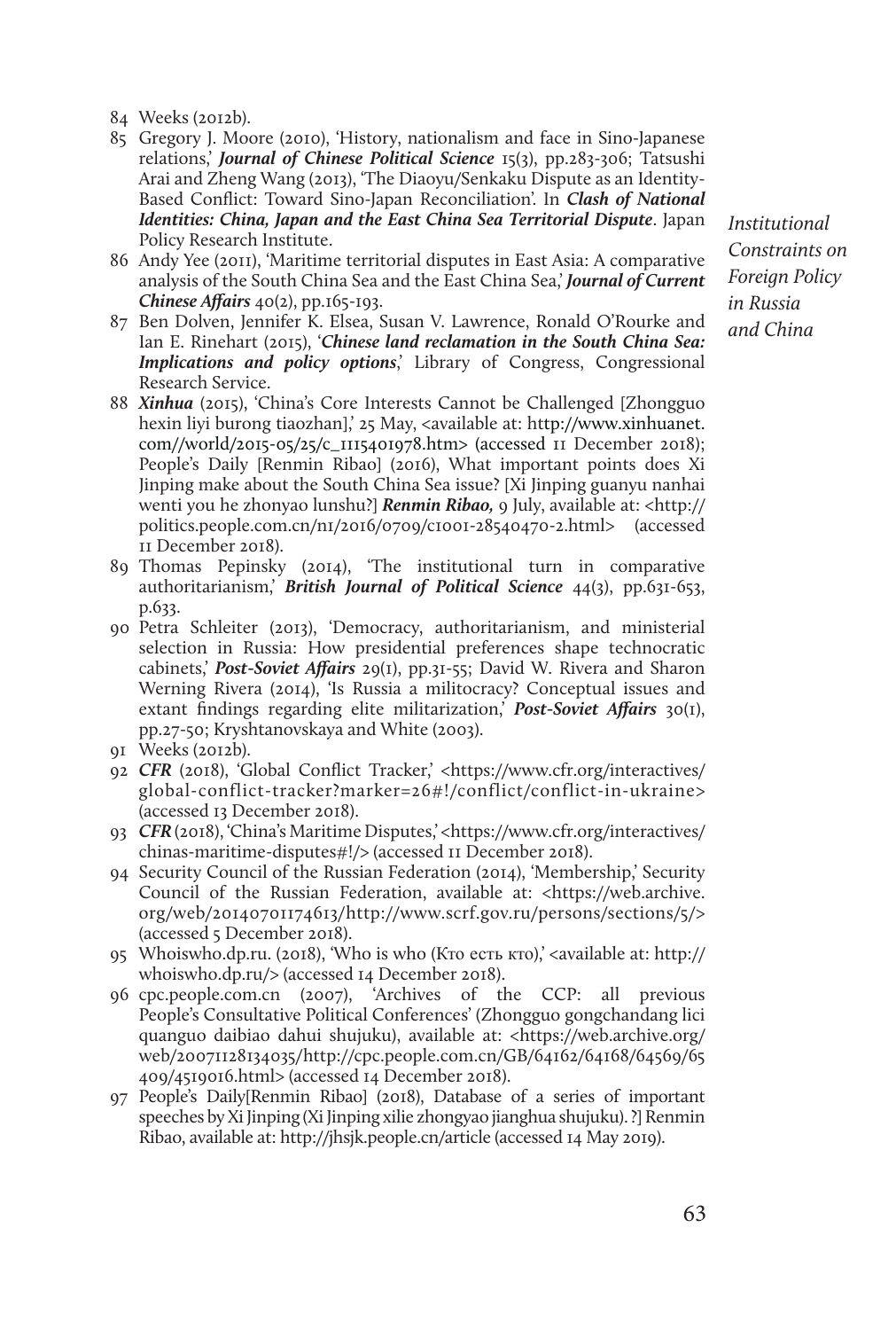84 Weeks (2012b).

85 Gregory J. Moore (2010), 'History, nationalism and face in Sino-Japanese relations,' ***Journal of Chinese Political Science*** 15(3), pp.283-306; Tatsushi Arai and Zheng Wang (2013), 'The Diaoyu/Senkaku Dispute as an Identity-Based Conflict: Toward Sino-Japan Reconciliation'. In ***Clash of National Identities: China, Japan and the East China Sea Territorial Dispute***. Japan Policy Research Institute.

86 Andy Yee (2011), 'Maritime territorial disputes in East Asia: A comparative analysis of the South China Sea and the East China Sea,' ***Journal of Current Chinese Affairs*** 40(2), pp.165-193.

87 Ben Dolven, Jennifer K. Elsea, Susan V. Lawrence, Ronald O'Rourke and Ian E. Rinehart (2015), '***Chinese land reclamation in the South China Sea: Implications and policy options***,' Library of Congress, Congressional Research Service.

88 ***Xinhua*** (2015), 'China's Core Interests Cannot be Challenged [Zhongguo hexin liyi burong tiaozhan],' 25 May, <available at: http://www.xinhuanet.com//world/2015-05/25/c_1115401978.htm> (accessed 11 December 2018); People's Daily [Renmin Ribao] (2016), What important points does Xi Jinping make about the South China Sea issue? [Xi Jinping guanyu nanhai wenti you he zhonyao lunshu?] ***Renmin Ribao,*** 9 July, available at: <http://politics.people.com.cn/n1/2016/0709/c1001-28540470-2.html> (accessed 11 December 2018).

89 Thomas Pepinsky (2014), 'The institutional turn in comparative authoritarianism,' ***British Journal of Political Science*** 44(3), pp.631-653, p.633.

90 Petra Schleiter (2013), 'Democracy, authoritarianism, and ministerial selection in Russia: How presidential preferences shape technocratic cabinets,' ***Post-Soviet Affairs*** 29(1), pp.31-55; David W. Rivera and Sharon Werning Rivera (2014), 'Is Russia a militocracy? Conceptual issues and extant findings regarding elite militarization,' ***Post-Soviet Affairs*** 30(1), pp.27-50; Kryshtanovskaya and White (2003).

91 Weeks (2012b).

92 ***CFR*** (2018), 'Global Conflict Tracker,' <https://www.cfr.org/interactives/global-conflict-tracker?marker=26#!/conflict/conflict-in-ukraine> (accessed 13 December 2018).

93 ***CFR*** (2018), 'China's Maritime Disputes,' <https://www.cfr.org/interactives/chinas-maritime-disputes#!/> (accessed 11 December 2018).

94 Security Council of the Russian Federation (2014), 'Membership,' Security Council of the Russian Federation, available at: <https://web.archive.org/web/20140701174613/http://www.scrf.gov.ru/persons/sections/5/> (accessed 5 December 2018).

95 Whoiswho.dp.ru. (2018), 'Who is who (Кто есть кто),' <available at: http://whoiswho.dp.ru/> (accessed 14 December 2018).

96 cpc.people.com.cn (2007), 'Archives of the CCP: all previous People's Consultative Political Conferences' (Zhongguo gongchandang lici quanguo daibiao dahui shujuku), available at: <https://web.archive.org/web/20071128134035/http://cpc.people.com.cn/GB/64162/64168/64569/65409/4519016.html> (accessed 14 December 2018).

97 People's Daily[Renmin Ribao] (2018), Database of a series of important speeches by Xi Jinping (Xi Jinping xilie zhongyao jianghua shujuku). ?] Renmin Ribao, available at: http://jhsjk.people.cn/article (accessed 14 May 2019).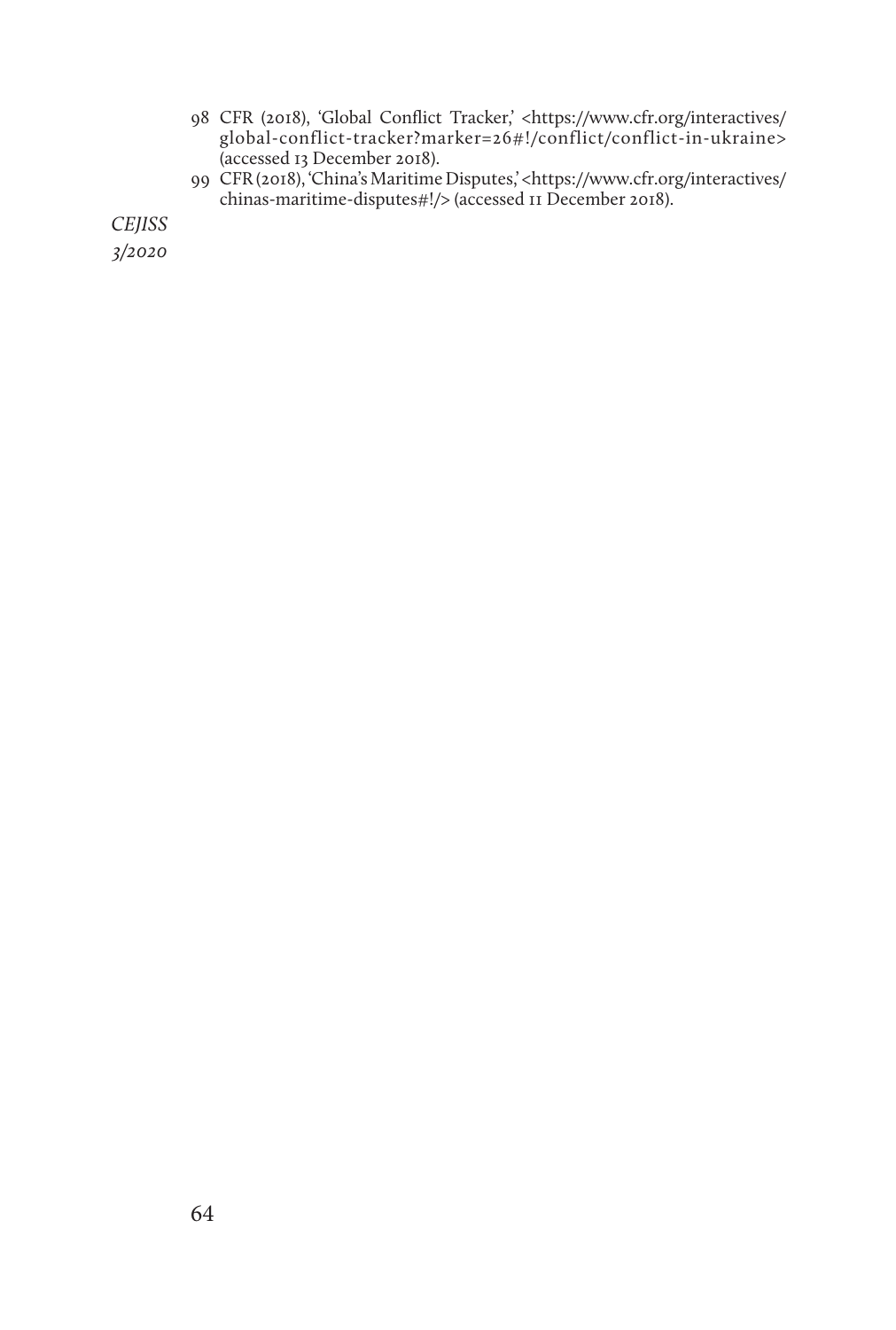98 CFR (2018), 'Global Conflict Tracker,' <https://www.cfr.org/interactives/global-conflict-tracker?marker=26#!/conflict/conflict-in-ukraine> (accessed 13 December 2018).

99 CFR (2018), 'China's Maritime Disputes,' <https://www.cfr.org/interactives/chinas-maritime-disputes#!/> (accessed 11 December 2018).